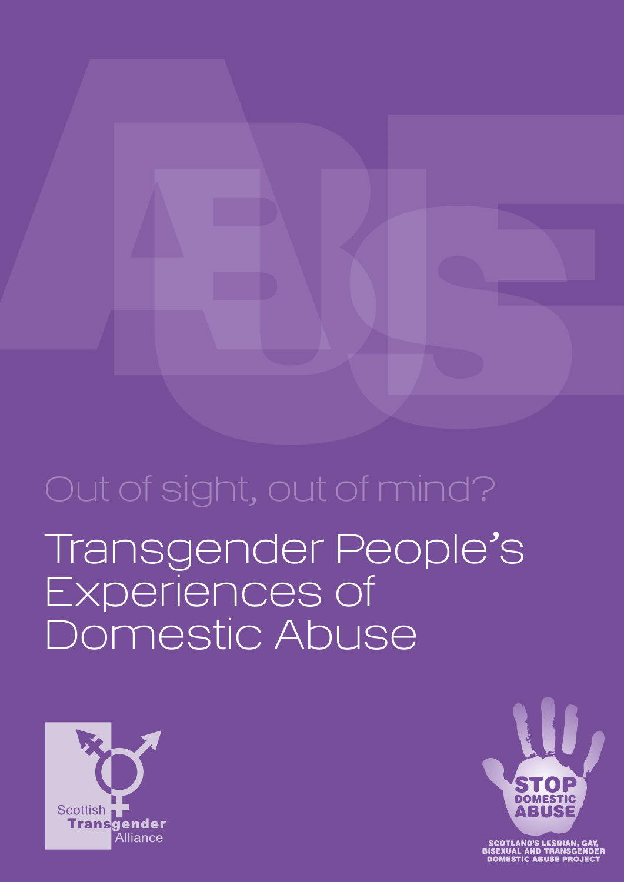Out of sight, out of mind?

# Transgender People's Experiences of Domestic Abuse

Scottish Transgender Alliance

STOP DOMESTIC ABUSE

SCOTLAND'S LESBIAN, GAY, BISEXUAL AND TRANSGENDER DOMESTIC ABUSE PROJECT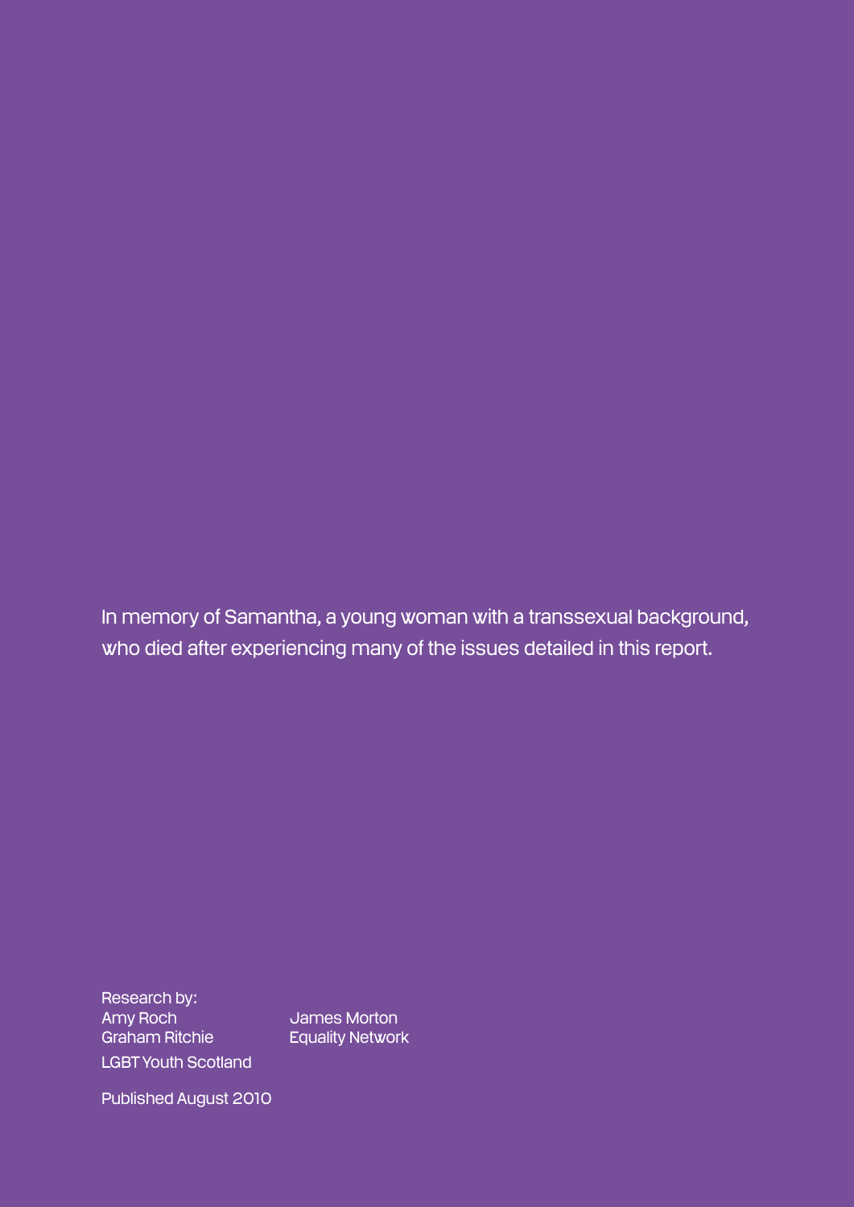In memory of Samantha, a young woman with a transsexual background, who died after experiencing many of the issues detailed in this report.

Research by:

Amy Roch
Graham Ritchie
LGBT Youth Scotland

James Morton
Equality Network

Published August 2010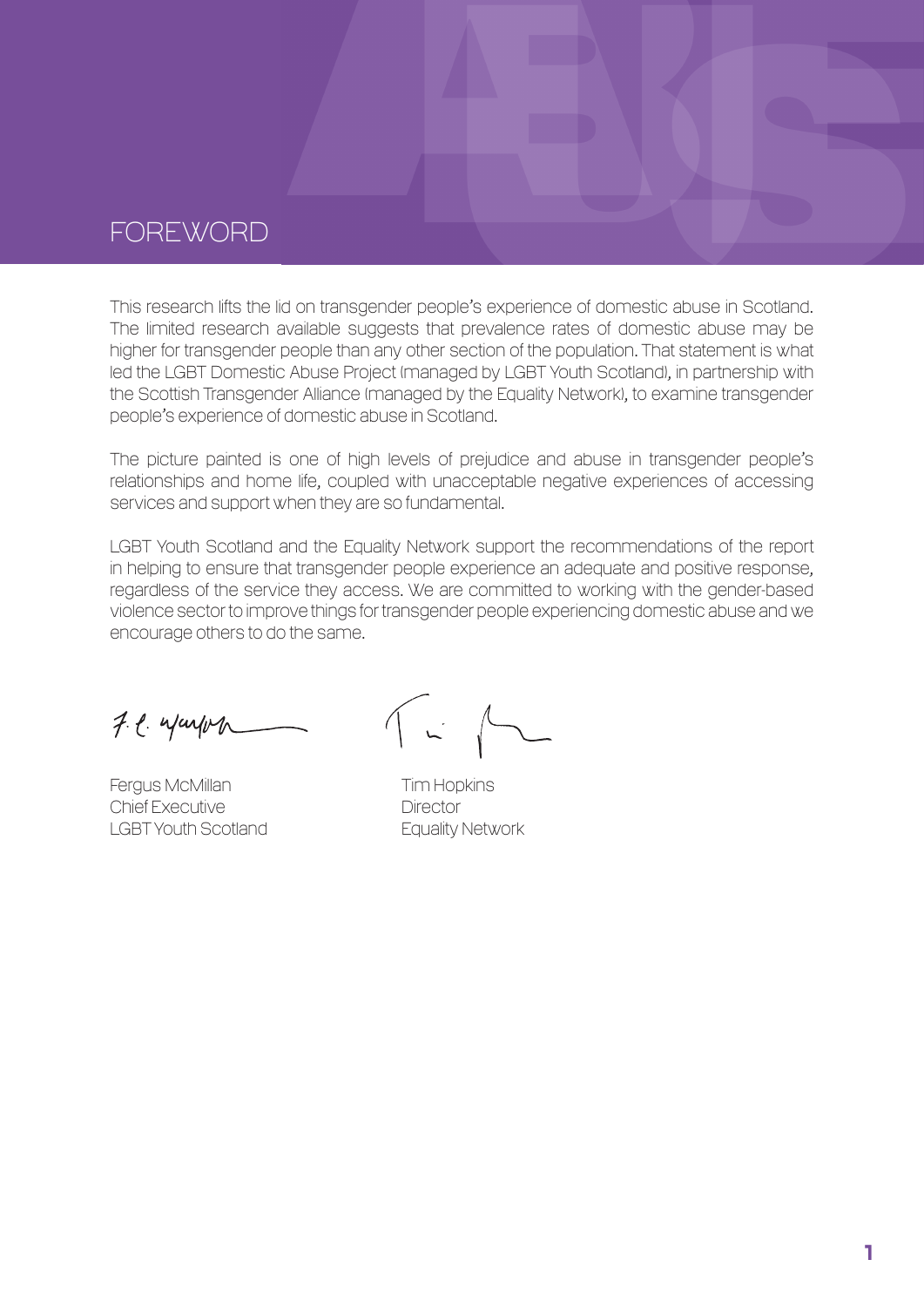# FOREWORD

This research lifts the lid on transgender people's experience of domestic abuse in Scotland. The limited research available suggests that prevalence rates of domestic abuse may be higher for transgender people than any other section of the population. That statement is what led the LGBT Domestic Abuse Project (managed by LGBT Youth Scotland), in partnership with the Scottish Transgender Alliance (managed by the Equality Network), to examine transgender people's experience of domestic abuse in Scotland.

The picture painted is one of high levels of prejudice and abuse in transgender people's relationships and home life, coupled with unacceptable negative experiences of accessing services and support when they are so fundamental.

LGBT Youth Scotland and the Equality Network support the recommendations of the report in helping to ensure that transgender people experience an adequate and positive response, regardless of the service they access. We are committed to working with the gender-based violence sector to improve things for transgender people experiencing domestic abuse and we encourage others to do the same.

Fergus McMillan
Chief Executive
LGBT Youth Scotland

Tim Hopkins
Director
Equality Network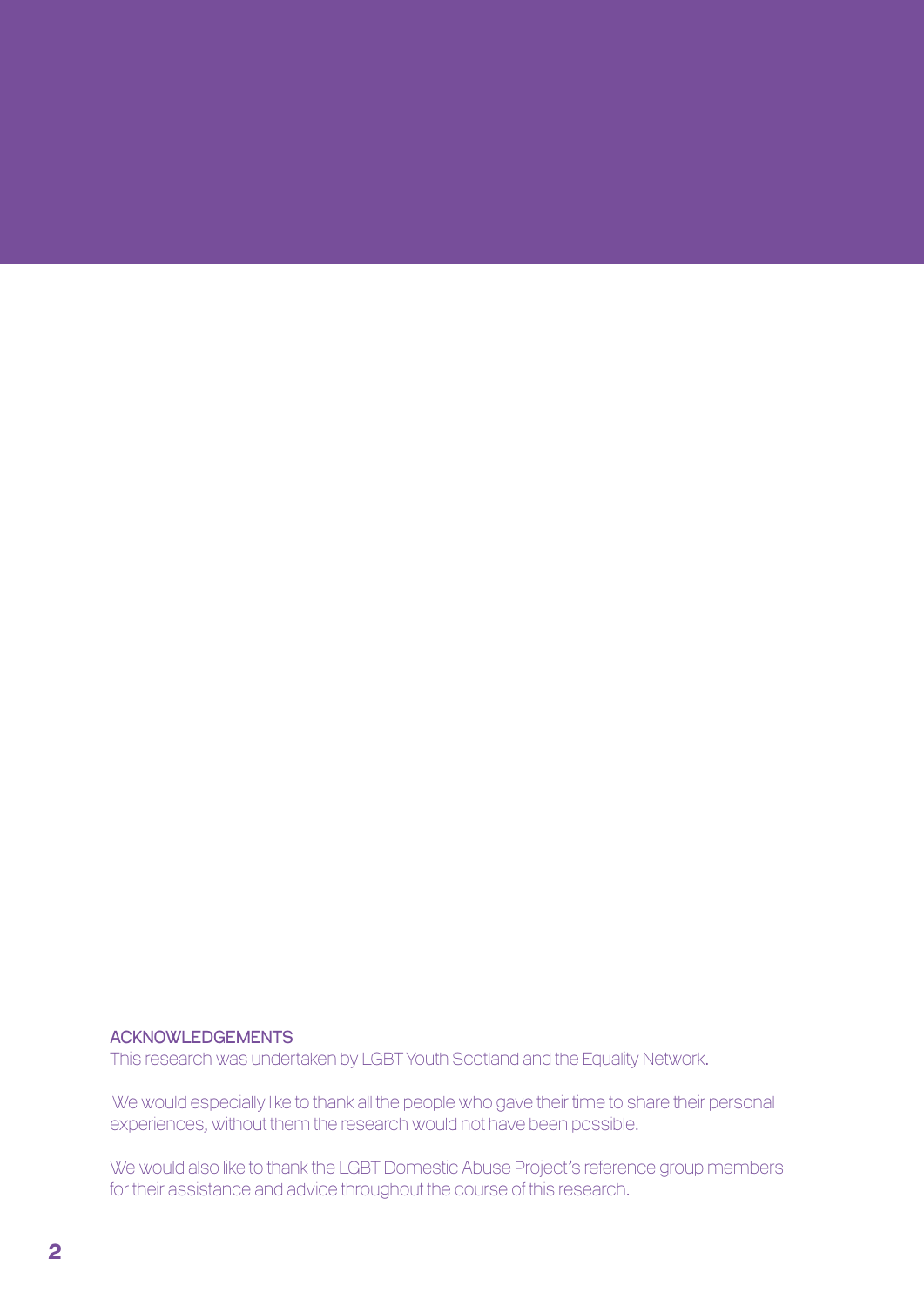## ACKNOWLEDGEMENTS

This research was undertaken by LGBT Youth Scotland and the Equality Network.

We would especially like to thank all the people who gave their time to share their personal experiences, without them the research would not have been possible.

We would also like to thank the LGBT Domestic Abuse Project's reference group members for their assistance and advice throughout the course of this research.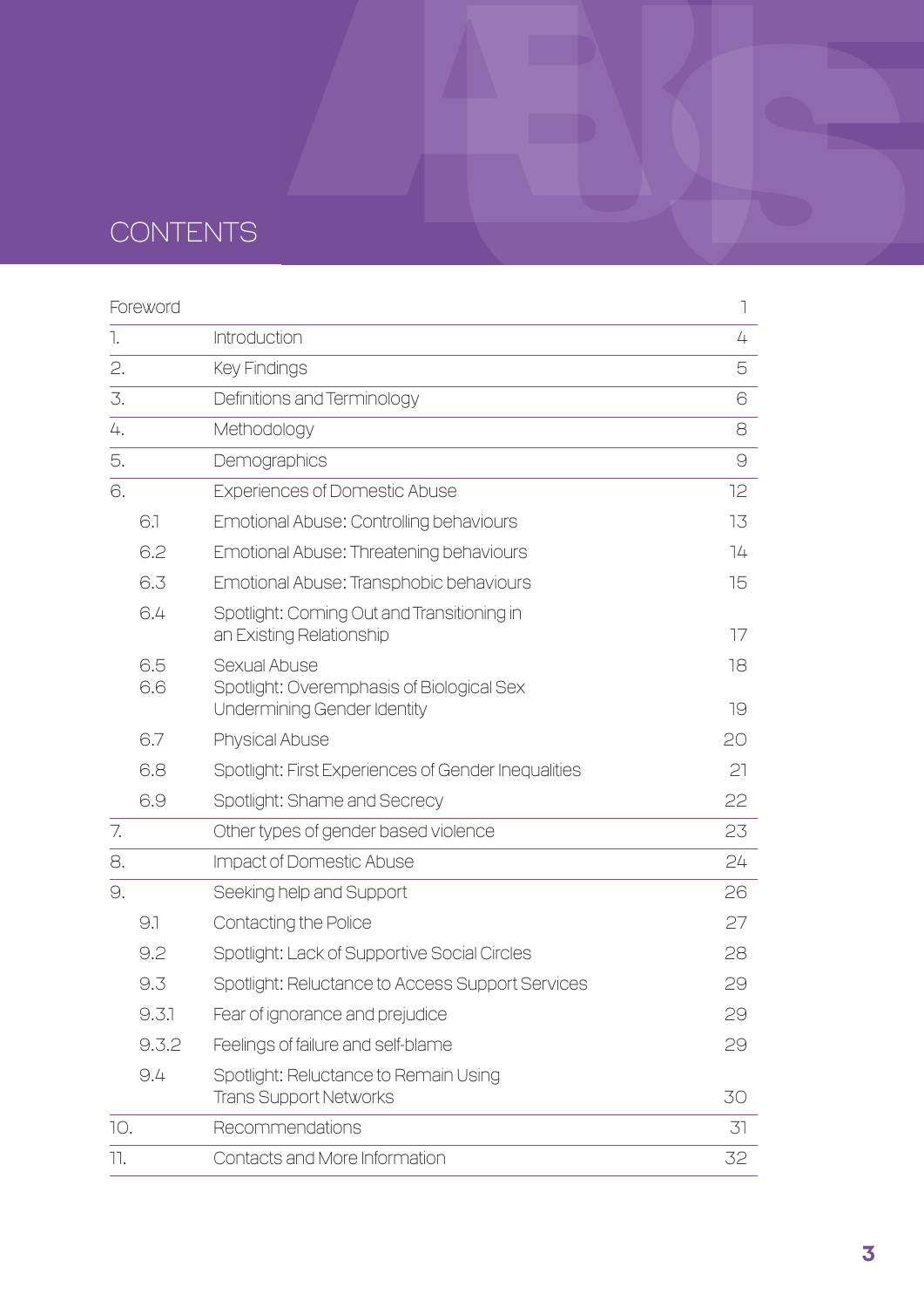# CONTENTS

| | | |
|---|---|---|
| Foreword | | 1 |
| 1. | Introduction | 4 |
| 2. | Key Findings | 5 |
| 3. | Definitions and Terminology | 6 |
| 4. | Methodology | 8 |
| 5. | Demographics | 9 |
| 6. | Experiences of Domestic Abuse | 12 |
| 6.1 | Emotional Abuse: Controlling behaviours | 13 |
| 6.2 | Emotional Abuse: Threatening behaviours | 14 |
| 6.3 | Emotional Abuse: Transphobic behaviours | 15 |
| 6.4 | Spotlight: Coming Out and Transitioning in an Existing Relationship | 17 |
| 6.5 | Sexual Abuse | 18 |
| 6.6 | Spotlight: Overemphasis of Biological Sex Undermining Gender Identity | 19 |
| 6.7 | Physical Abuse | 20 |
| 6.8 | Spotlight: First Experiences of Gender Inequalities | 21 |
| 6.9 | Spotlight: Shame and Secrecy | 22 |
| 7. | Other types of gender based violence | 23 |
| 8. | Impact of Domestic Abuse | 24 |
| 9. | Seeking help and Support | 26 |
| 9.1 | Contacting the Police | 27 |
| 9.2 | Spotlight: Lack of Supportive Social Circles | 28 |
| 9.3 | Spotlight: Reluctance to Access Support Services | 29 |
| 9.3.1 | Fear of ignorance and prejudice | 29 |
| 9.3.2 | Feelings of failure and self-blame | 29 |
| 9.4 | Spotlight: Reluctance to Remain Using Trans Support Networks | 30 |
| 10. | Recommendations | 31 |
| 11. | Contacts and More Information | 32 |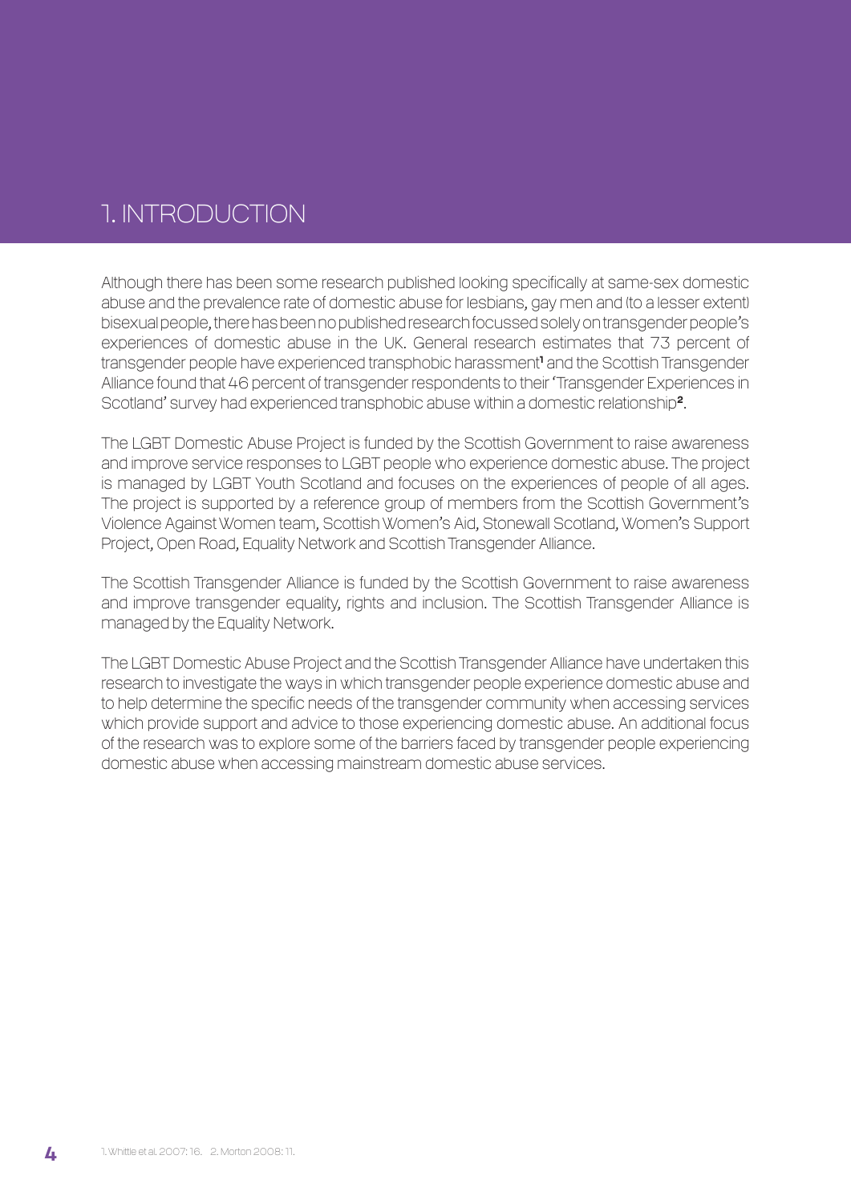# 1. INTRODUCTION

Although there has been some research published looking specifically at same-sex domestic abuse and the prevalence rate of domestic abuse for lesbians, gay men and (to a lesser extent) bisexual people, there has been no published research focussed solely on transgender people's experiences of domestic abuse in the UK. General research estimates that 73 percent of transgender people have experienced transphobic harassment[1] and the Scottish Transgender Alliance found that 46 percent of transgender respondents to their 'Transgender Experiences in Scotland' survey had experienced transphobic abuse within a domestic relationship[2].

The LGBT Domestic Abuse Project is funded by the Scottish Government to raise awareness and improve service responses to LGBT people who experience domestic abuse. The project is managed by LGBT Youth Scotland and focuses on the experiences of people of all ages. The project is supported by a reference group of members from the Scottish Government's Violence Against Women team, Scottish Women's Aid, Stonewall Scotland, Women's Support Project, Open Road, Equality Network and Scottish Transgender Alliance.

The Scottish Transgender Alliance is funded by the Scottish Government to raise awareness and improve transgender equality, rights and inclusion. The Scottish Transgender Alliance is managed by the Equality Network.

The LGBT Domestic Abuse Project and the Scottish Transgender Alliance have undertaken this research to investigate the ways in which transgender people experience domestic abuse and to help determine the specific needs of the transgender community when accessing services which provide support and advice to those experiencing domestic abuse. An additional focus of the research was to explore some of the barriers faced by transgender people experiencing domestic abuse when accessing mainstream domestic abuse services.

1. Whittle et al. 2007: 16. 2. Morton 2008: 11.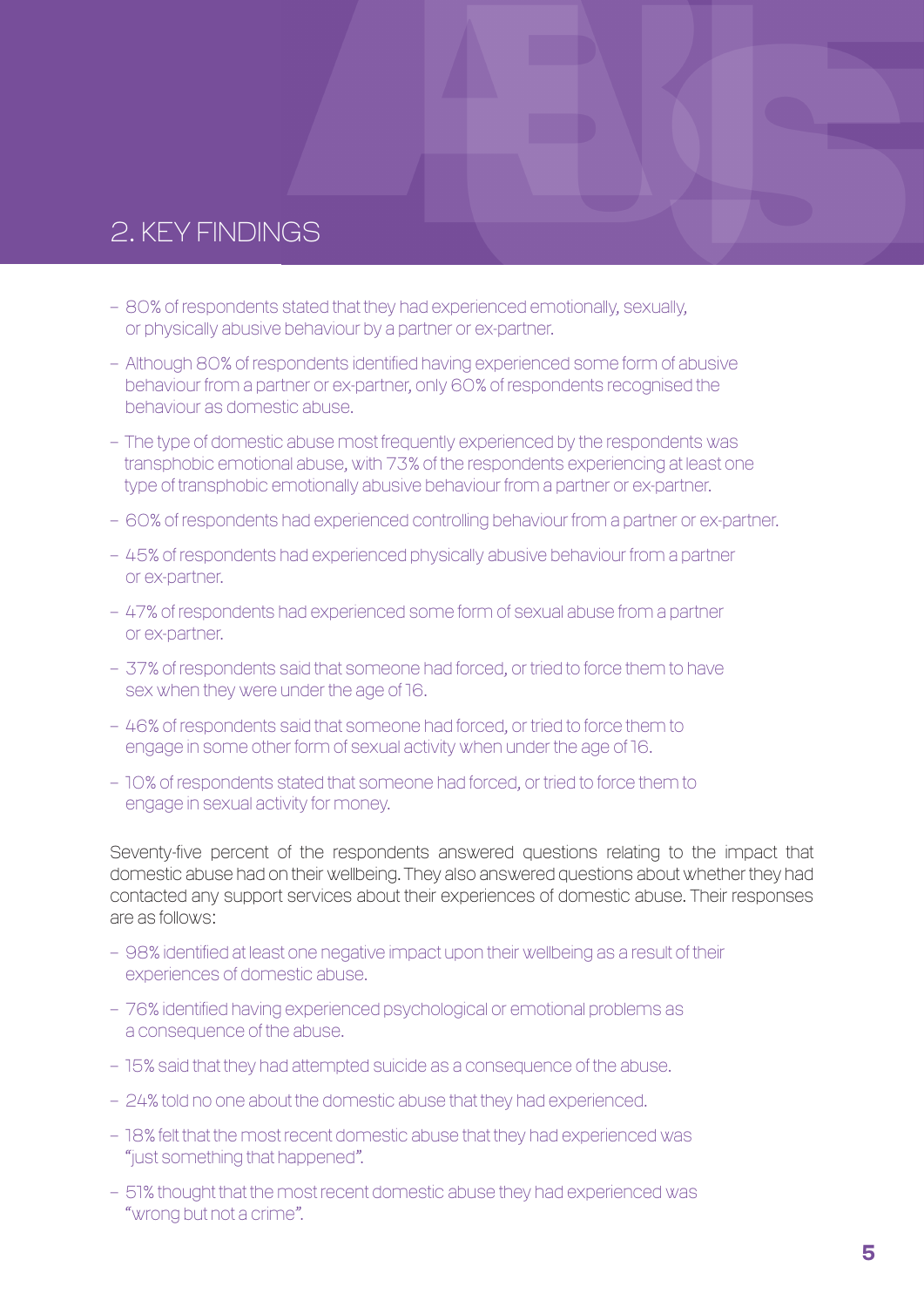## 2. KEY FINDINGS

- 80% of respondents stated that they had experienced emotionally, sexually, or physically abusive behaviour by a partner or ex-partner.
- Although 80% of respondents identified having experienced some form of abusive behaviour from a partner or ex-partner, only 60% of respondents recognised the behaviour as domestic abuse.
- The type of domestic abuse most frequently experienced by the respondents was transphobic emotional abuse, with 73% of the respondents experiencing at least one type of transphobic emotionally abusive behaviour from a partner or ex-partner.
- 60% of respondents had experienced controlling behaviour from a partner or ex-partner.
- 45% of respondents had experienced physically abusive behaviour from a partner or ex-partner.
- 47% of respondents had experienced some form of sexual abuse from a partner or ex-partner.
- 37% of respondents said that someone had forced, or tried to force them to have sex when they were under the age of 16.
- 46% of respondents said that someone had forced, or tried to force them to engage in some other form of sexual activity when under the age of 16.
- 10% of respondents stated that someone had forced, or tried to force them to engage in sexual activity for money.

Seventy-five percent of the respondents answered questions relating to the impact that domestic abuse had on their wellbeing. They also answered questions about whether they had contacted any support services about their experiences of domestic abuse. Their responses are as follows:

- 98% identified at least one negative impact upon their wellbeing as a result of their experiences of domestic abuse.
- 76% identified having experienced psychological or emotional problems as a consequence of the abuse.
- 15% said that they had attempted suicide as a consequence of the abuse.
- 24% told no one about the domestic abuse that they had experienced.
- 18% felt that the most recent domestic abuse that they had experienced was "just something that happened".
- 51% thought that the most recent domestic abuse they had experienced was "wrong but not a crime".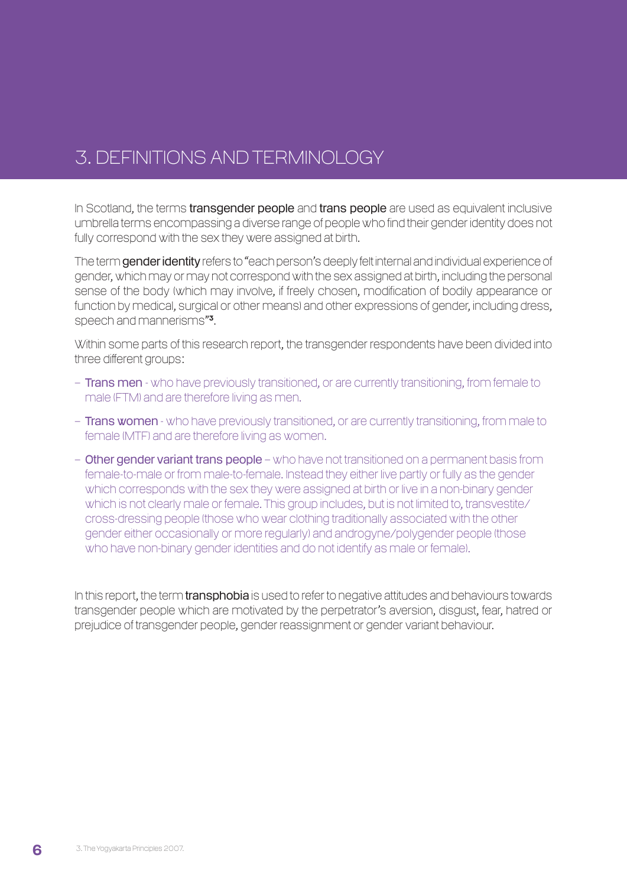# 3. DEFINITIONS AND TERMINOLOGY

In Scotland, the terms **transgender people** and **trans people** are used as equivalent inclusive umbrella terms encompassing a diverse range of people who find their gender identity does not fully correspond with the sex they were assigned at birth.

The term **gender identity** refers to "each person's deeply felt internal and individual experience of gender, which may or may not correspond with the sex assigned at birth, including the personal sense of the body (which may involve, if freely chosen, modification of bodily appearance or function by medical, surgical or other means) and other expressions of gender, including dress, speech and mannerisms"[3].

Within some parts of this research report, the transgender respondents have been divided into three different groups:

- **Trans men** - who have previously transitioned, or are currently transitioning, from female to male (FTM) and are therefore living as men.
- **Trans women** - who have previously transitioned, or are currently transitioning, from male to female (MTF) and are therefore living as women.
- **Other gender variant trans people** – who have not transitioned on a permanent basis from female-to-male or from male-to-female. Instead they either live partly or fully as the gender which corresponds with the sex they were assigned at birth or live in a non-binary gender which is not clearly male or female. This group includes, but is not limited to, transvestite/cross-dressing people (those who wear clothing traditionally associated with the other gender either occasionally or more regularly) and androgyne/polygender people (those who have non-binary gender identities and do not identify as male or female).

In this report, the term **transphobia** is used to refer to negative attitudes and behaviours towards transgender people which are motivated by the perpetrator's aversion, disgust, fear, hatred or prejudice of transgender people, gender reassignment or gender variant behaviour.

3. The Yogyakarta Principles 2007.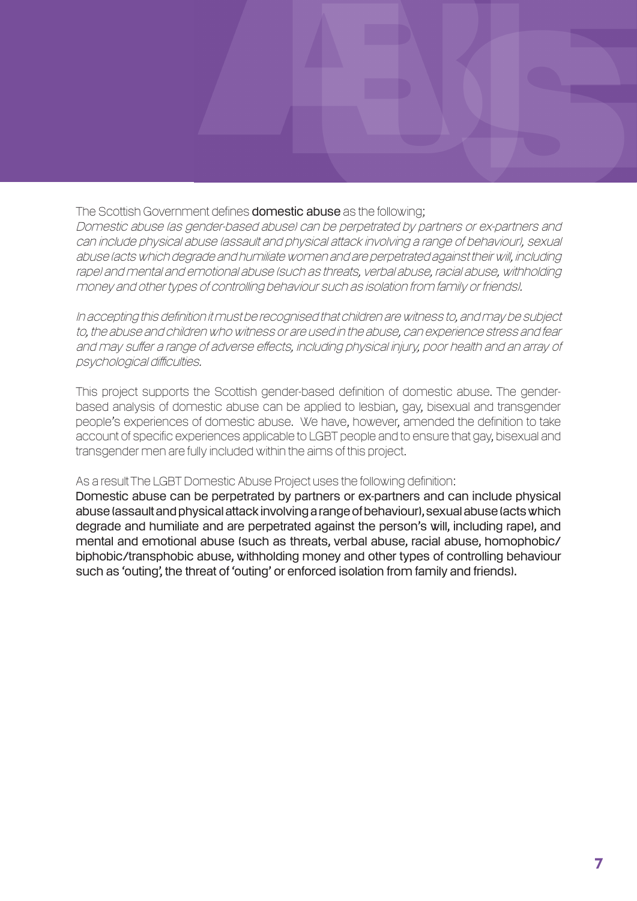The Scottish Government defines **domestic abuse** as the following;

*Domestic abuse (as gender-based abuse) can be perpetrated by partners or ex-partners and can include physical abuse (assault and physical attack involving a range of behaviour), sexual abuse (acts which degrade and humiliate women and are perpetrated against their will, including rape) and mental and emotional abuse (such as threats, verbal abuse, racial abuse, withholding money and other types of controlling behaviour such as isolation from family or friends).*

*In accepting this definition it must be recognised that children are witness to, and may be subject to, the abuse and children who witness or are used in the abuse, can experience stress and fear and may suffer a range of adverse effects, including physical injury, poor health and an array of psychological difficulties.*

This project supports the Scottish gender-based definition of domestic abuse. The gender-based analysis of domestic abuse can be applied to lesbian, gay, bisexual and transgender people's experiences of domestic abuse. We have, however, amended the definition to take account of specific experiences applicable to LGBT people and to ensure that gay, bisexual and transgender men are fully included within the aims of this project.

As a result The LGBT Domestic Abuse Project uses the following definition:

Domestic abuse can be perpetrated by partners or ex-partners and can include physical abuse (assault and physical attack involving a range of behaviour), sexual abuse (acts which degrade and humiliate and are perpetrated against the person's will, including rape), and mental and emotional abuse (such as threats, verbal abuse, racial abuse, homophobic/biphobic/transphobic abuse, withholding money and other types of controlling behaviour such as 'outing', the threat of 'outing' or enforced isolation from family and friends).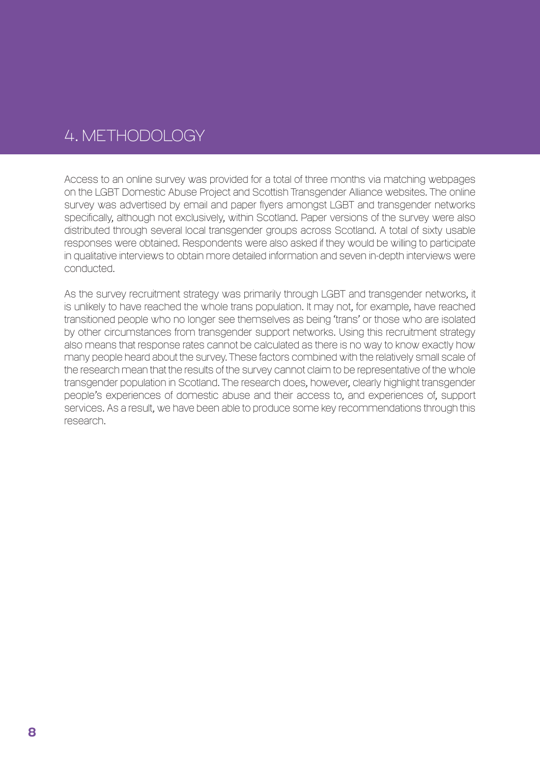# 4. METHODOLOGY

Access to an online survey was provided for a total of three months via matching webpages on the LGBT Domestic Abuse Project and Scottish Transgender Alliance websites. The online survey was advertised by email and paper flyers amongst LGBT and transgender networks specifically, although not exclusively, within Scotland. Paper versions of the survey were also distributed through several local transgender groups across Scotland. A total of sixty usable responses were obtained. Respondents were also asked if they would be willing to participate in qualitative interviews to obtain more detailed information and seven in-depth interviews were conducted.

As the survey recruitment strategy was primarily through LGBT and transgender networks, it is unlikely to have reached the whole trans population. It may not, for example, have reached transitioned people who no longer see themselves as being 'trans' or those who are isolated by other circumstances from transgender support networks. Using this recruitment strategy also means that response rates cannot be calculated as there is no way to know exactly how many people heard about the survey. These factors combined with the relatively small scale of the research mean that the results of the survey cannot claim to be representative of the whole transgender population in Scotland. The research does, however, clearly highlight transgender people's experiences of domestic abuse and their access to, and experiences of, support services. As a result, we have been able to produce some key recommendations through this research.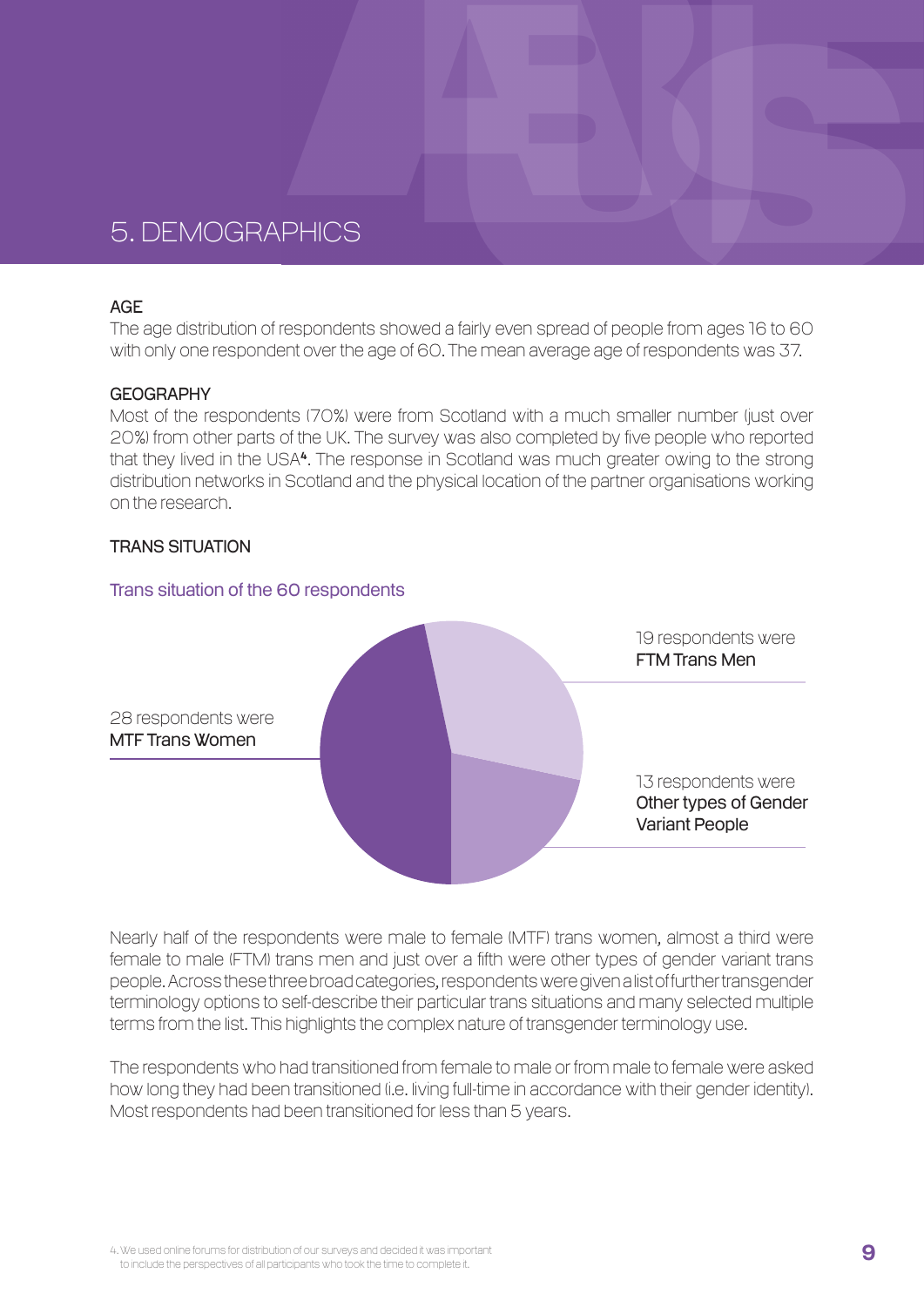# 5. DEMOGRAPHICS

## AGE

The age distribution of respondents showed a fairly even spread of people from ages 16 to 60 with only one respondent over the age of 60. The mean average age of respondents was 37.

## GEOGRAPHY

Most of the respondents (70%) were from Scotland with a much smaller number (just over 20%) from other parts of the UK. The survey was also completed by five people who reported that they lived in the USA[4]. The response in Scotland was much greater owing to the strong distribution networks in Scotland and the physical location of the partner organisations working on the research.

## TRANS SITUATION

Trans situation of the 60 respondents

- 28 respondents were MTF Trans Women
- 19 respondents were FTM Trans Men
- 13 respondents were Other types of Gender Variant People

Nearly half of the respondents were male to female (MTF) trans women, almost a third were female to male (FTM) trans men and just over a fifth were other types of gender variant trans people. Across these three broad categories, respondents were given a list of further transgender terminology options to self-describe their particular trans situations and many selected multiple terms from the list. This highlights the complex nature of transgender terminology use.

The respondents who had transitioned from female to male or from male to female were asked how long they had been transitioned (i.e. living full-time in accordance with their gender identity). Most respondents had been transitioned for less than 5 years.

4. We used online forums for distribution of our surveys and decided it was important to include the perspectives of all participants who took the time to complete it.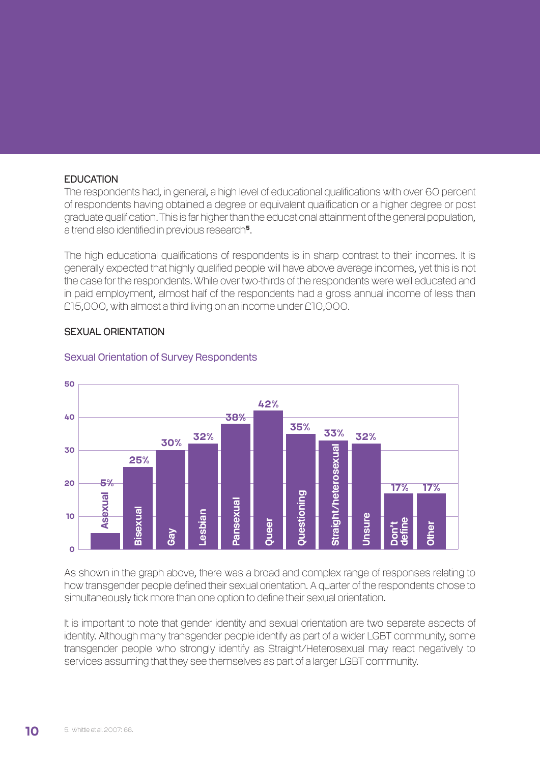## EDUCATION

The respondents had, in general, a high level of educational qualifications with over 60 percent of respondents having obtained a degree or equivalent qualification or a higher degree or post graduate qualification. This is far higher than the educational attainment of the general population, a trend also identified in previous research[5].

The high educational qualifications of respondents is in sharp contrast to their incomes. It is generally expected that highly qualified people will have above average incomes, yet this is not the case for the respondents. While over two-thirds of the respondents were well educated and in paid employment, almost half of the respondents had a gross annual income of less than £15,000, with almost a third living on an income under £10,000.

## SEXUAL ORIENTATION

### Sexual Orientation of Survey Respondents

| Sexual orientation | Percentage |
| --- | --- |
| Asexual | 5% |
| Bisexual | 25% |
| Gay | 30% |
| Lesbian | 32% |
| Pansexual | 38% |
| Queer | 42% |
| Questioning | 35% |
| Straight/heterosexual | 33% |
| Unsure | 32% |
| Don't define | 17% |
| Other | 17% |

As shown in the graph above, there was a broad and complex range of responses relating to how transgender people defined their sexual orientation. A quarter of the respondents chose to simultaneously tick more than one option to define their sexual orientation.

It is important to note that gender identity and sexual orientation are two separate aspects of identity. Although many transgender people identify as part of a wider LGBT community, some transgender people who strongly identify as Straight/Heterosexual may react negatively to services assuming that they see themselves as part of a larger LGBT community.

5. Whittle et al. 2007: 66.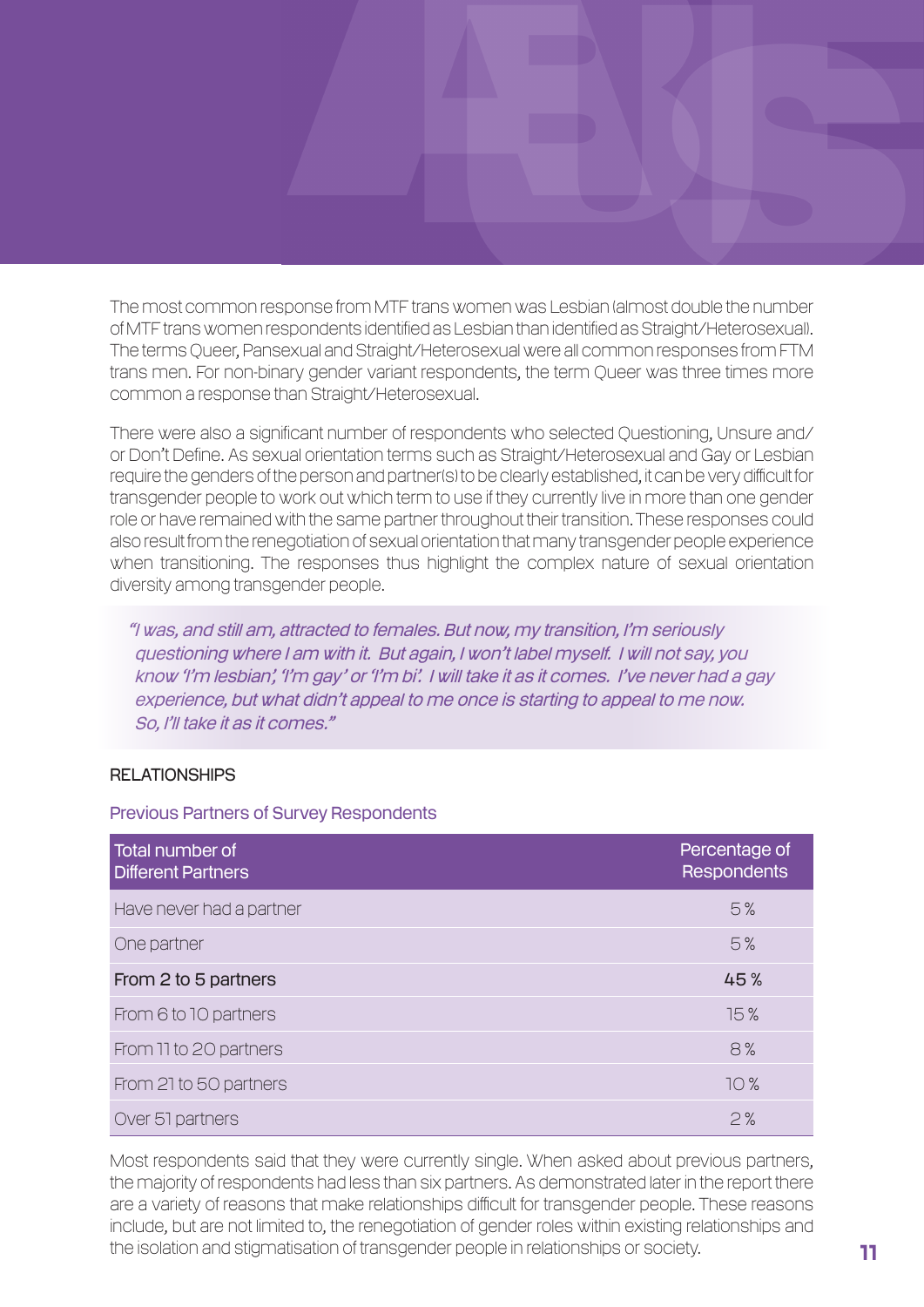The most common response from MTF trans women was Lesbian (almost double the number of MTF trans women respondents identified as Lesbian than identified as Straight/Heterosexual). The terms Queer, Pansexual and Straight/Heterosexual were all common responses from FTM trans men. For non-binary gender variant respondents, the term Queer was three times more common a response than Straight/Heterosexual.

There were also a significant number of respondents who selected Questioning, Unsure and/or Don't Define. As sexual orientation terms such as Straight/Heterosexual and Gay or Lesbian require the genders of the person and partner(s) to be clearly established, it can be very difficult for transgender people to work out which term to use if they currently live in more than one gender role or have remained with the same partner throughout their transition. These responses could also result from the renegotiation of sexual orientation that many transgender people experience when transitioning. The responses thus highlight the complex nature of sexual orientation diversity among transgender people.

> *"I was, and still am, attracted to females. But now, my transition, I'm seriously questioning where I am with it. But again, I won't label myself. I will not say, you know 'I'm lesbian', 'I'm gay' or 'I'm bi'. I will take it as it comes. I've never had a gay experience, but what didn't appeal to me once is starting to appeal to me now. So, I'll take it as it comes."*

## RELATIONSHIPS

### Previous Partners of Survey Respondents

| Total number of Different Partners | Percentage of Respondents |
|---|---|
| Have never had a partner | 5% |
| One partner | 5% |
| **From 2 to 5 partners** | **45%** |
| From 6 to 10 partners | 15% |
| From 11 to 20 partners | 8% |
| From 21 to 50 partners | 10% |
| Over 51 partners | 2% |

Most respondents said that they were currently single. When asked about previous partners, the majority of respondents had less than six partners. As demonstrated later in the report there are a variety of reasons that make relationships difficult for transgender people. These reasons include, but are not limited to, the renegotiation of gender roles within existing relationships and the isolation and stigmatisation of transgender people in relationships or society.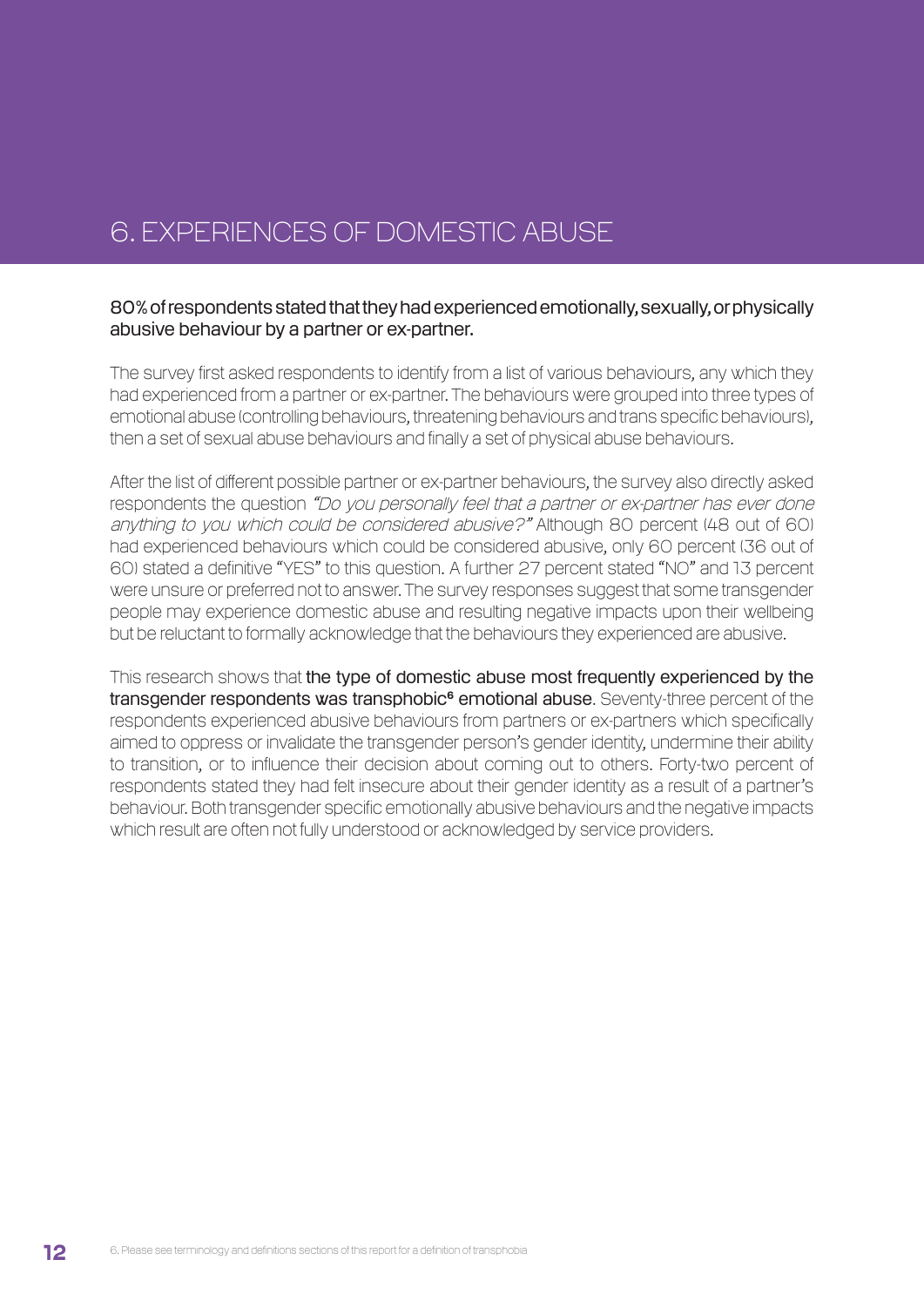# 6. EXPERIENCES OF DOMESTIC ABUSE

**80% of respondents stated that they had experienced emotionally, sexually, or physically abusive behaviour by a partner or ex-partner.**

The survey first asked respondents to identify from a list of various behaviours, any which they had experienced from a partner or ex-partner. The behaviours were grouped into three types of emotional abuse (controlling behaviours, threatening behaviours and trans specific behaviours), then a set of sexual abuse behaviours and finally a set of physical abuse behaviours.

After the list of different possible partner or ex-partner behaviours, the survey also directly asked respondents the question *"Do you personally feel that a partner or ex-partner has ever done anything to you which could be considered abusive?"* Although 80 percent (48 out of 60) had experienced behaviours which could be considered abusive, only 60 percent (36 out of 60) stated a definitive "YES" to this question. A further 27 percent stated "NO" and 13 percent were unsure or preferred not to answer. The survey responses suggest that some transgender people may experience domestic abuse and resulting negative impacts upon their wellbeing but be reluctant to formally acknowledge that the behaviours they experienced are abusive.

This research shows that **the type of domestic abuse most frequently experienced by the transgender respondents was transphobic[6] emotional abuse**. Seventy-three percent of the respondents experienced abusive behaviours from partners or ex-partners which specifically aimed to oppress or invalidate the transgender person's gender identity, undermine their ability to transition, or to influence their decision about coming out to others. Forty-two percent of respondents stated they had felt insecure about their gender identity as a result of a partner's behaviour. Both transgender specific emotionally abusive behaviours and the negative impacts which result are often not fully understood or acknowledged by service providers.

6. Please see terminology and definitions sections of this report for a definition of transphobia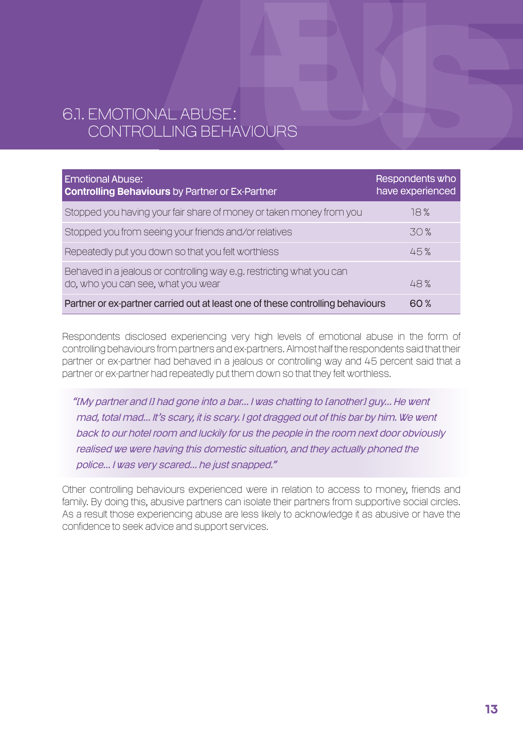## 6.1. EMOTIONAL ABUSE: CONTROLLING BEHAVIOURS

| Emotional Abuse: **Controlling Behaviours** by Partner or Ex-Partner | Respondents who have experienced |
|---|---|
| Stopped you having your fair share of money or taken money from you | 18 % |
| Stopped you from seeing your friends and/or relatives | 30 % |
| Repeatedly put you down so that you felt worthless | 45 % |
| Behaved in a jealous or controlling way e.g. restricting what you can do, who you can see, what you wear | 48 % |
| Partner or ex-partner carried out at least one of these controlling behaviours | 60 % |

Respondents disclosed experiencing very high levels of emotional abuse in the form of controlling behaviours from partners and ex-partners. Almost half the respondents said that their partner or ex-partner had behaved in a jealous or controlling way and 45 percent said that a partner or ex-partner had repeatedly put them down so that they felt worthless.

> *"[My partner and I] had gone into a bar... I was chatting to [another] guy... He went mad, total mad... It's scary, it is scary. I got dragged out of this bar by him. We went back to our hotel room and luckily for us the people in the room next door obviously realised we were having this domestic situation, and they actually phoned the police... I was very scared... he just snapped."*

Other controlling behaviours experienced were in relation to access to money, friends and family. By doing this, abusive partners can isolate their partners from supportive social circles. As a result those experiencing abuse are less likely to acknowledge it as abusive or have the confidence to seek advice and support services.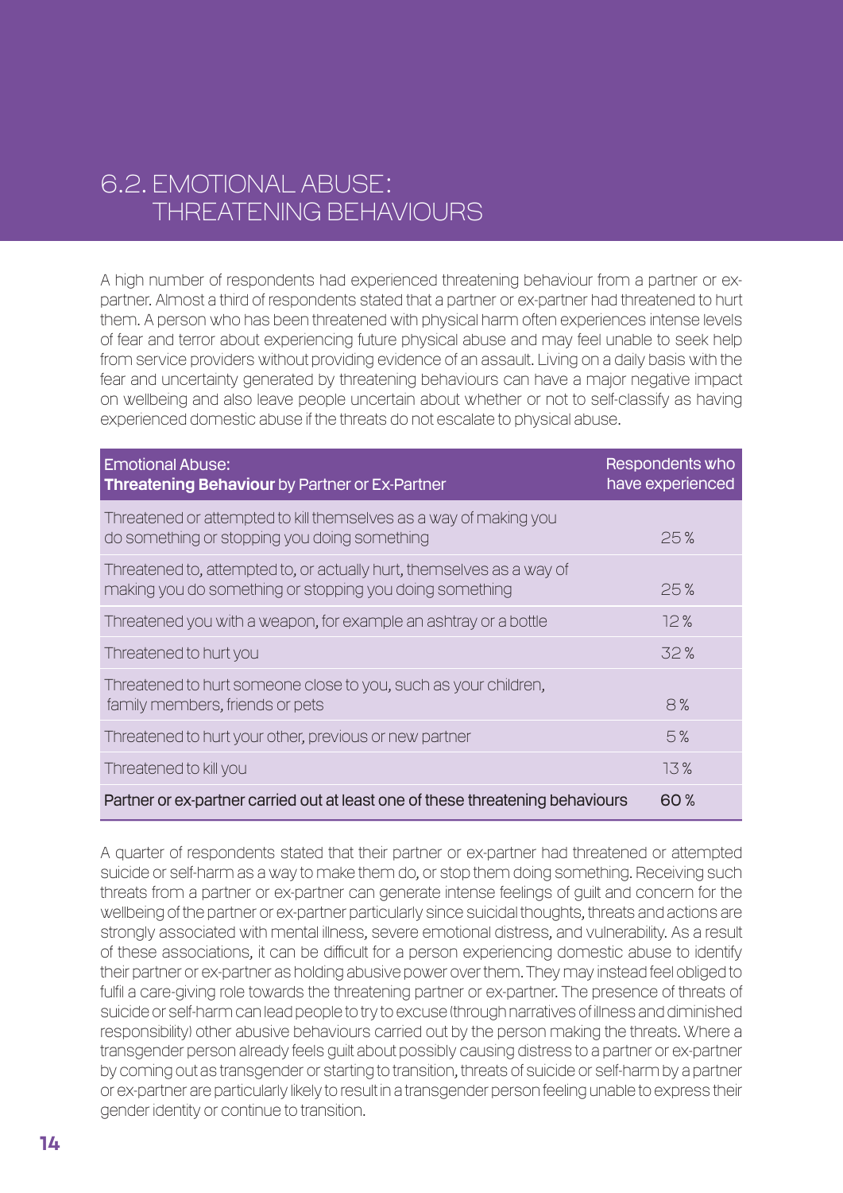## 6.2. EMOTIONAL ABUSE: THREATENING BEHAVIOURS

A high number of respondents had experienced threatening behaviour from a partner or ex-partner. Almost a third of respondents stated that a partner or ex-partner had threatened to hurt them. A person who has been threatened with physical harm often experiences intense levels of fear and terror about experiencing future physical abuse and may feel unable to seek help from service providers without providing evidence of an assault. Living on a daily basis with the fear and uncertainty generated by threatening behaviours can have a major negative impact on wellbeing and also leave people uncertain about whether or not to self-classify as having experienced domestic abuse if the threats do not escalate to physical abuse.

| Emotional Abuse: **Threatening Behaviour** by Partner or Ex-Partner | Respondents who have experienced |
|---|---|
| Threatened or attempted to kill themselves as a way of making you do something or stopping you doing something | 25 % |
| Threatened to, attempted to, or actually hurt, themselves as a way of making you do something or stopping you doing something | 25 % |
| Threatened you with a weapon, for example an ashtray or a bottle | 12 % |
| Threatened to hurt you | 32 % |
| Threatened to hurt someone close to you, such as your children, family members, friends or pets | 8 % |
| Threatened to hurt your other, previous or new partner | 5 % |
| Threatened to kill you | 13 % |
| Partner or ex-partner carried out at least one of these threatening behaviours | 60 % |

A quarter of respondents stated that their partner or ex-partner had threatened or attempted suicide or self-harm as a way to make them do, or stop them doing something. Receiving such threats from a partner or ex-partner can generate intense feelings of guilt and concern for the wellbeing of the partner or ex-partner particularly since suicidal thoughts, threats and actions are strongly associated with mental illness, severe emotional distress, and vulnerability. As a result of these associations, it can be difficult for a person experiencing domestic abuse to identify their partner or ex-partner as holding abusive power over them. They may instead feel obliged to fulfil a care-giving role towards the threatening partner or ex-partner. The presence of threats of suicide or self-harm can lead people to try to excuse (through narratives of illness and diminished responsibility) other abusive behaviours carried out by the person making the threats. Where a transgender person already feels guilt about possibly causing distress to a partner or ex-partner by coming out as transgender or starting to transition, threats of suicide or self-harm by a partner or ex-partner are particularly likely to result in a transgender person feeling unable to express their gender identity or continue to transition.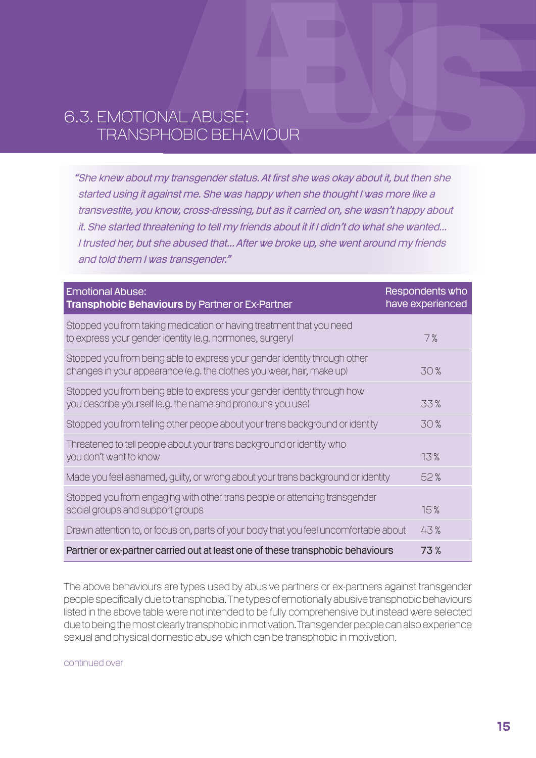## 6.3. EMOTIONAL ABUSE: TRANSPHOBIC BEHAVIOUR

*"She knew about my transgender status. At first she was okay about it, but then she started using it against me. She was happy when she thought I was more like a transvestite, you know, cross-dressing, but as it carried on, she wasn't happy about it. She started threatening to tell my friends about it if I didn't do what she wanted… I trusted her, but she abused that… After we broke up, she went around my friends and told them I was transgender."*

| Emotional Abuse: **Transphobic Behaviours** by Partner or Ex-Partner | Respondents who have experienced |
|---|---|
| Stopped you from taking medication or having treatment that you need to express your gender identity (e.g. hormones, surgery) | 7% |
| Stopped you from being able to express your gender identity through other changes in your appearance (e.g. the clothes you wear, hair, make up) | 30% |
| Stopped you from being able to express your gender identity through how you describe yourself (e.g. the name and pronouns you use) | 33% |
| Stopped you from telling other people about your trans background or identity | 30% |
| Threatened to tell people about your trans background or identity who you don't want to know | 13% |
| Made you feel ashamed, guilty, or wrong about your trans background or identity | 52% |
| Stopped you from engaging with other trans people or attending transgender social groups and support groups | 15% |
| Drawn attention to, or focus on, parts of your body that you feel uncomfortable about | 43% |
| Partner or ex-partner carried out at least one of these transphobic behaviours | 73% |

The above behaviours are types used by abusive partners or ex-partners against transgender people specifically due to transphobia. The types of emotionally abusive transphobic behaviours listed in the above table were not intended to be fully comprehensive but instead were selected due to being the most clearly transphobic in motivation. Transgender people can also experience sexual and physical domestic abuse which can be transphobic in motivation.

continued over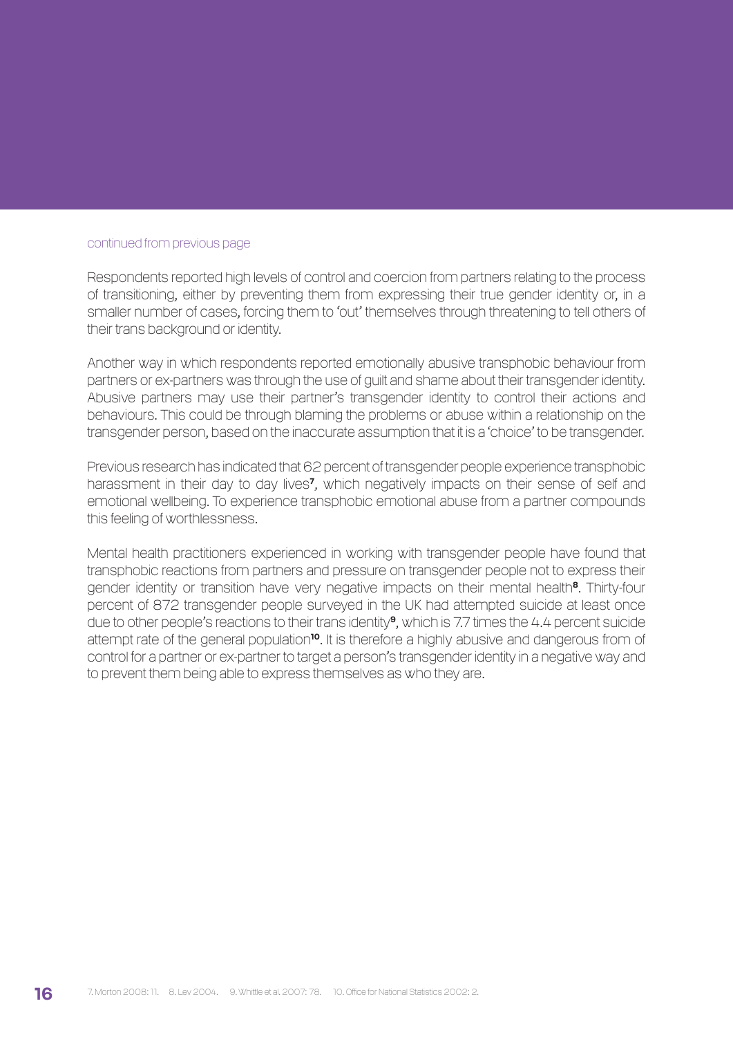continued from previous page

Respondents reported high levels of control and coercion from partners relating to the process of transitioning, either by preventing them from expressing their true gender identity or, in a smaller number of cases, forcing them to 'out' themselves through threatening to tell others of their trans background or identity.

Another way in which respondents reported emotionally abusive transphobic behaviour from partners or ex-partners was through the use of guilt and shame about their transgender identity. Abusive partners may use their partner's transgender identity to control their actions and behaviours. This could be through blaming the problems or abuse within a relationship on the transgender person, based on the inaccurate assumption that it is a 'choice' to be transgender.

Previous research has indicated that 62 percent of transgender people experience transphobic harassment in their day to day lives[7], which negatively impacts on their sense of self and emotional wellbeing. To experience transphobic emotional abuse from a partner compounds this feeling of worthlessness.

Mental health practitioners experienced in working with transgender people have found that transphobic reactions from partners and pressure on transgender people not to express their gender identity or transition have very negative impacts on their mental health[8]. Thirty-four percent of 872 transgender people surveyed in the UK had attempted suicide at least once due to other people's reactions to their trans identity[9], which is 7.7 times the 4.4 percent suicide attempt rate of the general population[10]. It is therefore a highly abusive and dangerous from of control for a partner or ex-partner to target a person's transgender identity in a negative way and to prevent them being able to express themselves as who they are.

7. Morton 2008: 11. 8. Lev 2004. 9. Whittle et al. 2007: 78. 10. Office for National Statistics 2002: 2.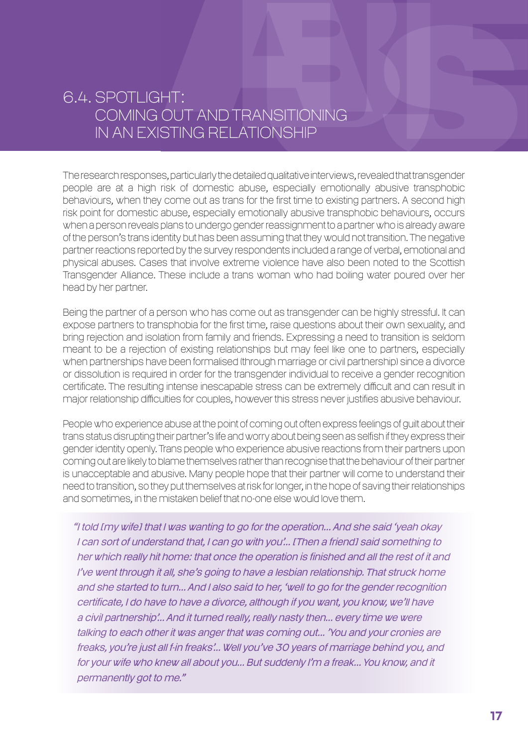## 6.4. SPOTLIGHT: COMING OUT AND TRANSITIONING IN AN EXISTING RELATIONSHIP

The research responses, particularly the detailed qualitative interviews, revealed that transgender people are at a high risk of domestic abuse, especially emotionally abusive transphobic behaviours, when they come out as trans for the first time to existing partners. A second high risk point for domestic abuse, especially emotionally abusive transphobic behaviours, occurs when a person reveals plans to undergo gender reassignment to a partner who is already aware of the person's trans identity but has been assuming that they would not transition. The negative partner reactions reported by the survey respondents included a range of verbal, emotional and physical abuses. Cases that involve extreme violence have also been noted to the Scottish Transgender Alliance. These include a trans woman who had boiling water poured over her head by her partner.

Being the partner of a person who has come out as transgender can be highly stressful. It can expose partners to transphobia for the first time, raise questions about their own sexuality, and bring rejection and isolation from family and friends. Expressing a need to transition is seldom meant to be a rejection of existing relationships but may feel like one to partners, especially when partnerships have been formalised (through marriage or civil partnership) since a divorce or dissolution is required in order for the transgender individual to receive a gender recognition certificate. The resulting intense inescapable stress can be extremely difficult and can result in major relationship difficulties for couples, however this stress never justifies abusive behaviour.

People who experience abuse at the point of coming out often express feelings of guilt about their trans status disrupting their partner's life and worry about being seen as selfish if they express their gender identity openly. Trans people who experience abusive reactions from their partners upon coming out are likely to blame themselves rather than recognise that the behaviour of their partner is unacceptable and abusive. Many people hope that their partner will come to understand their need to transition, so they put themselves at risk for longer, in the hope of saving their relationships and sometimes, in the mistaken belief that no-one else would love them.

> *"I told [my wife] that I was wanting to go for the operation… And she said 'yeah okay I can sort of understand that, I can go with you'… [Then a friend] said something to her which really hit home: that once the operation is finished and all the rest of it and I've went through it all, she's going to have a lesbian relationship. That struck home and she started to turn… And I also said to her, 'well to go for the gender recognition certificate, I do have to have a divorce, although if you want, you know, we'll have a civil partnership'… And it turned really, really nasty then… every time we were talking to each other it was anger that was coming out… 'You and your cronies are freaks, you're just all f-in freaks'… Well you've 30 years of marriage behind you, and for your wife who knew all about you… But suddenly I'm a freak… You know, and it permanently got to me."*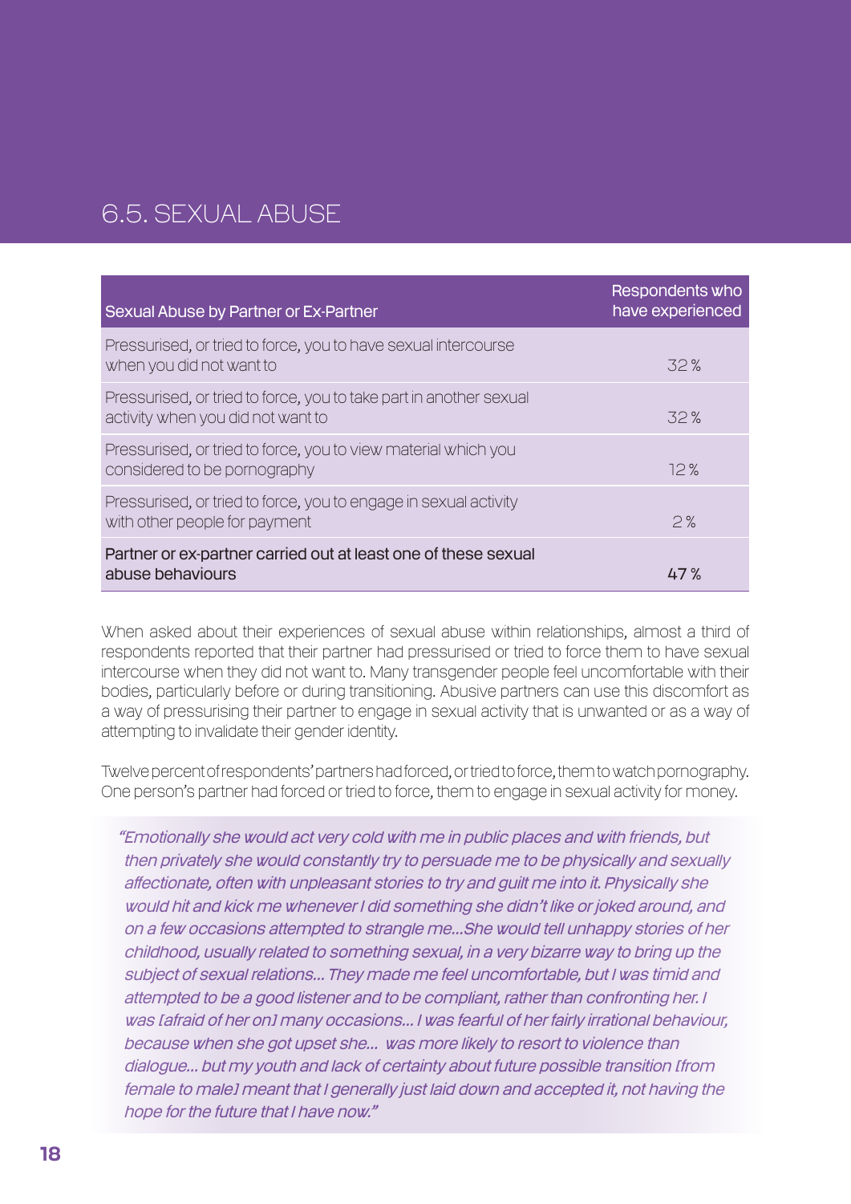## 6.5. SEXUAL ABUSE

| Sexual Abuse by Partner or Ex-Partner | Respondents who have experienced |
|---|---|
| Pressurised, or tried to force, you to have sexual intercourse when you did not want to | 32 % |
| Pressurised, or tried to force, you to take part in another sexual activity when you did not want to | 32 % |
| Pressurised, or tried to force, you to view material which you considered to be pornography | 12 % |
| Pressurised, or tried to force, you to engage in sexual activity with other people for payment | 2 % |
| Partner or ex-partner carried out at least one of these sexual abuse behaviours | 47 % |

When asked about their experiences of sexual abuse within relationships, almost a third of respondents reported that their partner had pressurised or tried to force them to have sexual intercourse when they did not want to. Many transgender people feel uncomfortable with their bodies, particularly before or during transitioning. Abusive partners can use this discomfort as a way of pressurising their partner to engage in sexual activity that is unwanted or as a way of attempting to invalidate their gender identity.

Twelve percent of respondents' partners had forced, or tried to force, them to watch pornography. One person's partner had forced or tried to force, them to engage in sexual activity for money.

> *"Emotionally she would act very cold with me in public places and with friends, but then privately she would constantly try to persuade me to be physically and sexually affectionate, often with unpleasant stories to try and guilt me into it. Physically she would hit and kick me whenever I did something she didn't like or joked around, and on a few occasions attempted to strangle me...She would tell unhappy stories of her childhood, usually related to something sexual, in a very bizarre way to bring up the subject of sexual relations... They made me feel uncomfortable, but I was timid and attempted to be a good listener and to be compliant, rather than confronting her. I was [afraid of her on] many occasions... I was fearful of her fairly irrational behaviour, because when she got upset she... was more likely to resort to violence than dialogue... but my youth and lack of certainty about future possible transition [from female to male] meant that I generally just laid down and accepted it, not having the hope for the future that I have now."*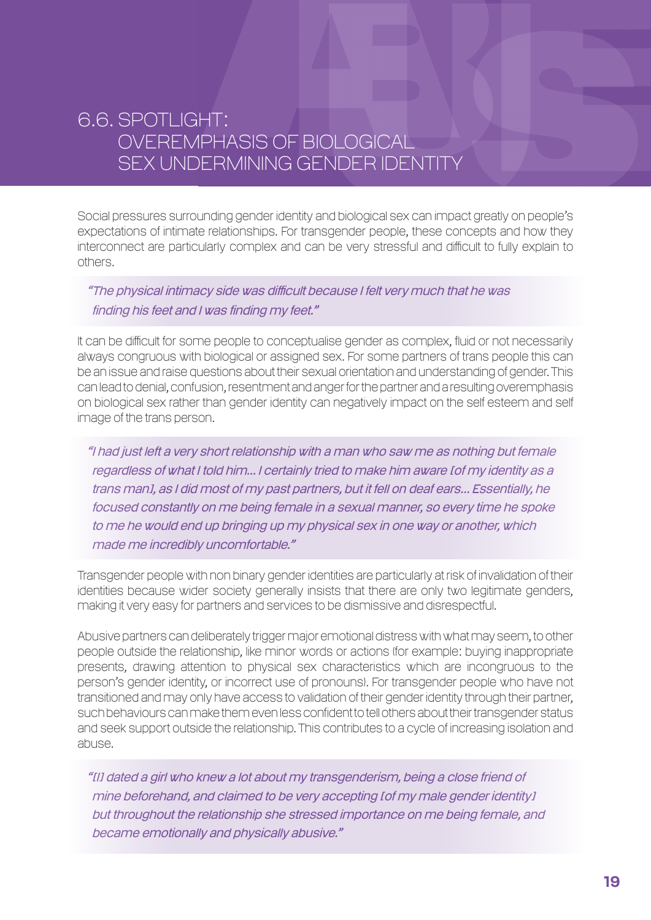## 6.6. SPOTLIGHT: OVEREMPHASIS OF BIOLOGICAL SEX UNDERMINING GENDER IDENTITY

Social pressures surrounding gender identity and biological sex can impact greatly on people's expectations of intimate relationships. For transgender people, these concepts and how they interconnect are particularly complex and can be very stressful and difficult to fully explain to others.

> *"The physical intimacy side was difficult because I felt very much that he was finding his feet and I was finding my feet."*

It can be difficult for some people to conceptualise gender as complex, fluid or not necessarily always congruous with biological or assigned sex. For some partners of trans people this can be an issue and raise questions about their sexual orientation and understanding of gender. This can lead to denial, confusion, resentment and anger for the partner and a resulting overemphasis on biological sex rather than gender identity can negatively impact on the self esteem and self image of the trans person.

> *"I had just left a very short relationship with a man who saw me as nothing but female regardless of what I told him... I certainly tried to make him aware [of my identity as a trans man], as I did most of my past partners, but it fell on deaf ears... Essentially, he focused constantly on me being female in a sexual manner, so every time he spoke to me he would end up bringing up my physical sex in one way or another, which made me incredibly uncomfortable."*

Transgender people with non binary gender identities are particularly at risk of invalidation of their identities because wider society generally insists that there are only two legitimate genders, making it very easy for partners and services to be dismissive and disrespectful.

Abusive partners can deliberately trigger major emotional distress with what may seem, to other people outside the relationship, like minor words or actions (for example: buying inappropriate presents, drawing attention to physical sex characteristics which are incongruous to the person's gender identity, or incorrect use of pronouns). For transgender people who have not transitioned and may only have access to validation of their gender identity through their partner, such behaviours can make them even less confident to tell others about their transgender status and seek support outside the relationship. This contributes to a cycle of increasing isolation and abuse.

> *"[I] dated a girl who knew a lot about my transgenderism, being a close friend of mine beforehand, and claimed to be very accepting [of my male gender identity] but throughout the relationship she stressed importance on me being female, and became emotionally and physically abusive."*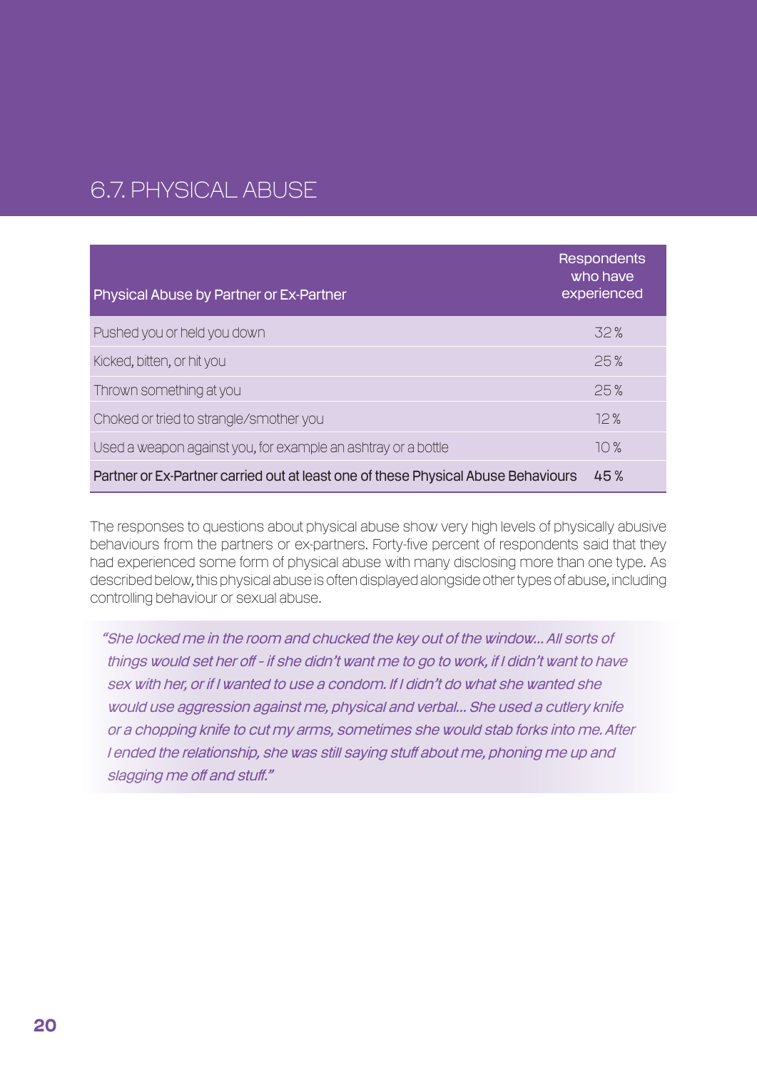## 6.7. PHYSICAL ABUSE

| Physical Abuse by Partner or Ex-Partner | Respondents who have experienced |
|---|---|
| Pushed you or held you down | 32 % |
| Kicked, bitten, or hit you | 25 % |
| Thrown something at you | 25 % |
| Choked or tried to strangle/smother you | 12 % |
| Used a weapon against you, for example an ashtray or a bottle | 10 % |
| Partner or Ex-Partner carried out at least one of these Physical Abuse Behaviours | 45 % |

The responses to questions about physical abuse show very high levels of physically abusive behaviours from the partners or ex-partners. Forty-five percent of respondents said that they had experienced some form of physical abuse with many disclosing more than one type. As described below, this physical abuse is often displayed alongside other types of abuse, including controlling behaviour or sexual abuse.

*"She locked me in the room and chucked the key out of the window... All sorts of things would set her off - if she didn't want me to go to work, if I didn't want to have sex with her, or if I wanted to use a condom. If I didn't do what she wanted she would use aggression against me, physical and verbal... She used a cutlery knife or a chopping knife to cut my arms, sometimes she would stab forks into me. After I ended the relationship, she was still saying stuff about me, phoning me up and slagging me off and stuff."*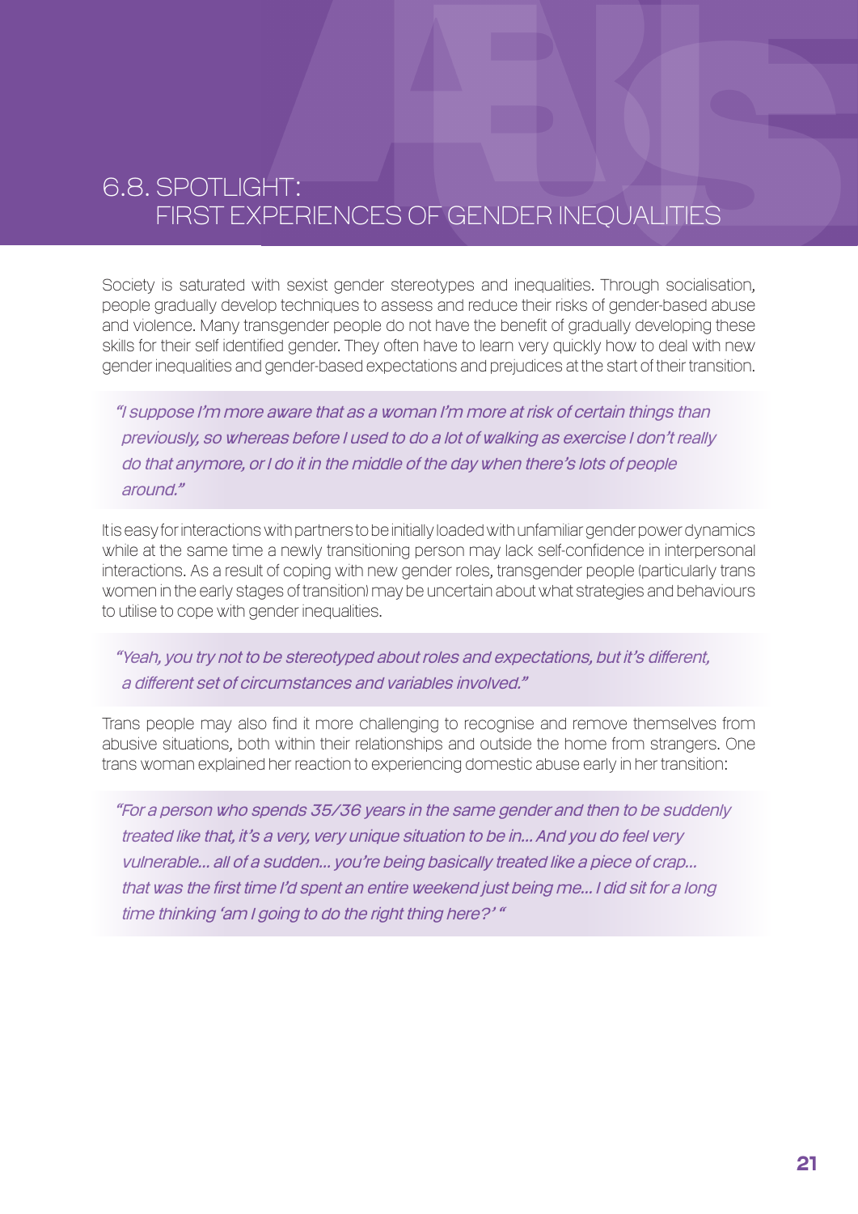## 6.8. SPOTLIGHT: FIRST EXPERIENCES OF GENDER INEQUALITIES

Society is saturated with sexist gender stereotypes and inequalities. Through socialisation, people gradually develop techniques to assess and reduce their risks of gender-based abuse and violence. Many transgender people do not have the benefit of gradually developing these skills for their self identified gender. They often have to learn very quickly how to deal with new gender inequalities and gender-based expectations and prejudices at the start of their transition.

> *"I suppose I'm more aware that as a woman I'm more at risk of certain things than previously, so whereas before I used to do a lot of walking as exercise I don't really do that anymore, or I do it in the middle of the day when there's lots of people around."*

It is easy for interactions with partners to be initially loaded with unfamiliar gender power dynamics while at the same time a newly transitioning person may lack self-confidence in interpersonal interactions. As a result of coping with new gender roles, transgender people (particularly trans women in the early stages of transition) may be uncertain about what strategies and behaviours to utilise to cope with gender inequalities.

> *"Yeah, you try not to be stereotyped about roles and expectations, but it's different, a different set of circumstances and variables involved."*

Trans people may also find it more challenging to recognise and remove themselves from abusive situations, both within their relationships and outside the home from strangers. One trans woman explained her reaction to experiencing domestic abuse early in her transition:

> *"For a person who spends 35/36 years in the same gender and then to be suddenly treated like that, it's a very, very unique situation to be in... And you do feel very vulnerable... all of a sudden... you're being basically treated like a piece of crap... that was the first time I'd spent an entire weekend just being me... I did sit for a long time thinking 'am I going to do the right thing here?' "*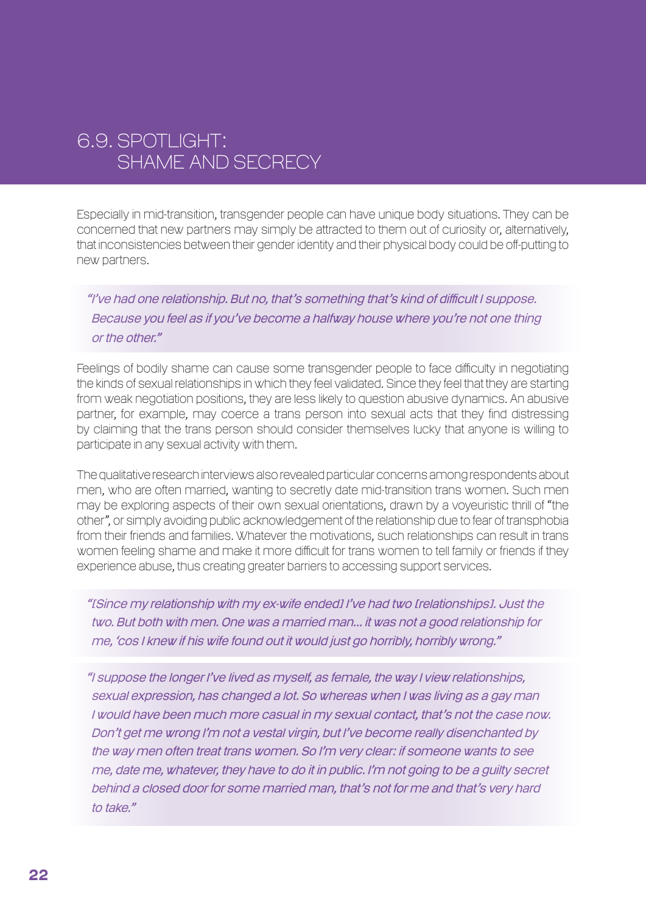## 6.9. SPOTLIGHT: SHAME AND SECRECY

Especially in mid-transition, transgender people can have unique body situations. They can be concerned that new partners may simply be attracted to them out of curiosity or, alternatively, that inconsistencies between their gender identity and their physical body could be off-putting to new partners.

> *"I've had one relationship. But no, that's something that's kind of difficult I suppose. Because you feel as if you've become a halfway house where you're not one thing or the other."*

Feelings of bodily shame can cause some transgender people to face difficulty in negotiating the kinds of sexual relationships in which they feel validated. Since they feel that they are starting from weak negotiation positions, they are less likely to question abusive dynamics. An abusive partner, for example, may coerce a trans person into sexual acts that they find distressing by claiming that the trans person should consider themselves lucky that anyone is willing to participate in any sexual activity with them.

The qualitative research interviews also revealed particular concerns among respondents about men, who are often married, wanting to secretly date mid-transition trans women. Such men may be exploring aspects of their own sexual orientations, drawn by a voyeuristic thrill of "the other", or simply avoiding public acknowledgement of the relationship due to fear of transphobia from their friends and families. Whatever the motivations, such relationships can result in trans women feeling shame and make it more difficult for trans women to tell family or friends if they experience abuse, thus creating greater barriers to accessing support services.

> *"[Since my relationship with my ex-wife ended] I've had two [relationships]. Just the two. But both with men. One was a married man... it was not a good relationship for me, 'cos I knew if his wife found out it would just go horribly, horribly wrong."*

> *"I suppose the longer I've lived as myself, as female, the way I view relationships, sexual expression, has changed a lot. So whereas when I was living as a gay man I would have been much more casual in my sexual contact, that's not the case now. Don't get me wrong I'm not a vestal virgin, but I've become really disenchanted by the way men often treat trans women. So I'm very clear: if someone wants to see me, date me, whatever, they have to do it in public. I'm not going to be a guilty secret behind a closed door for some married man, that's not for me and that's very hard to take."*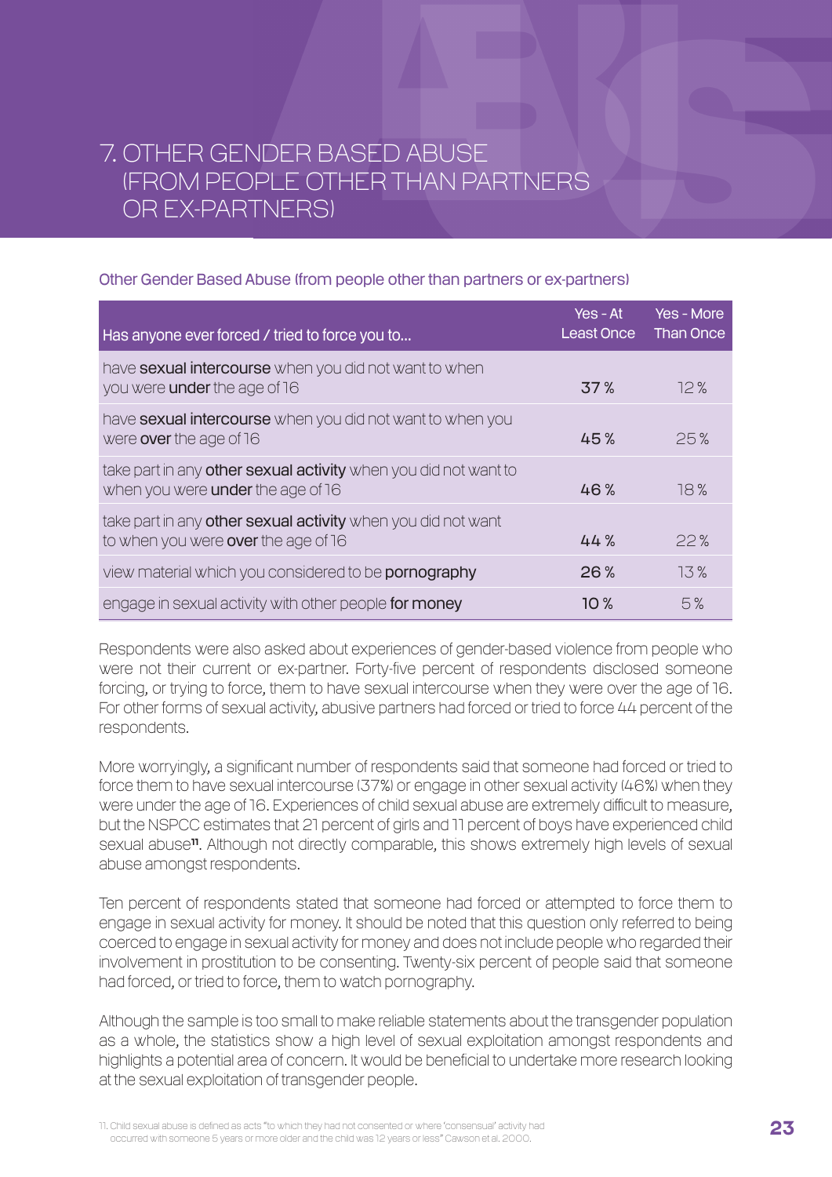# 7. OTHER GENDER BASED ABUSE (FROM PEOPLE OTHER THAN PARTNERS OR EX-PARTNERS)

Other Gender Based Abuse (from people other than partners or ex-partners)

| Has anyone ever forced / tried to force you to... | Yes - At Least Once | Yes - More Than Once |
|---|---|---|
| have **sexual intercourse** when you did not want to when you were **under** the age of 16 | 37 % | 12 % |
| have **sexual intercourse** when you did not want to when you were **over** the age of 16 | 45 % | 25 % |
| take part in any **other sexual activity** when you did not want to when you were **under** the age of 16 | 46 % | 18 % |
| take part in any **other sexual activity** when you did not want to when you were **over** the age of 16 | 44 % | 22 % |
| view material which you considered to be **pornography** | 26 % | 13 % |
| engage in sexual activity with other people **for money** | 10 % | 5 % |

Respondents were also asked about experiences of gender-based violence from people who were not their current or ex-partner. Forty-five percent of respondents disclosed someone forcing, or trying to force, them to have sexual intercourse when they were over the age of 16. For other forms of sexual activity, abusive partners had forced or tried to force 44 percent of the respondents.

More worryingly, a significant number of respondents said that someone had forced or tried to force them to have sexual intercourse (37%) or engage in other sexual activity (46%) when they were under the age of 16. Experiences of child sexual abuse are extremely difficult to measure, but the NSPCC estimates that 21 percent of girls and 11 percent of boys have experienced child sexual abuse[11]. Although not directly comparable, this shows extremely high levels of sexual abuse amongst respondents.

Ten percent of respondents stated that someone had forced or attempted to force them to engage in sexual activity for money. It should be noted that this question only referred to being coerced to engage in sexual activity for money and does not include people who regarded their involvement in prostitution to be consenting. Twenty-six percent of people said that someone had forced, or tried to force, them to watch pornography.

Although the sample is too small to make reliable statements about the transgender population as a whole, the statistics show a high level of sexual exploitation amongst respondents and highlights a potential area of concern. It would be beneficial to undertake more research looking at the sexual exploitation of transgender people.

11. Child sexual abuse is defined as acts "to which they had not consented or where 'consensual' activity had occurred with someone 5 years or more older and the child was 12 years or less" Cawson et al. 2000.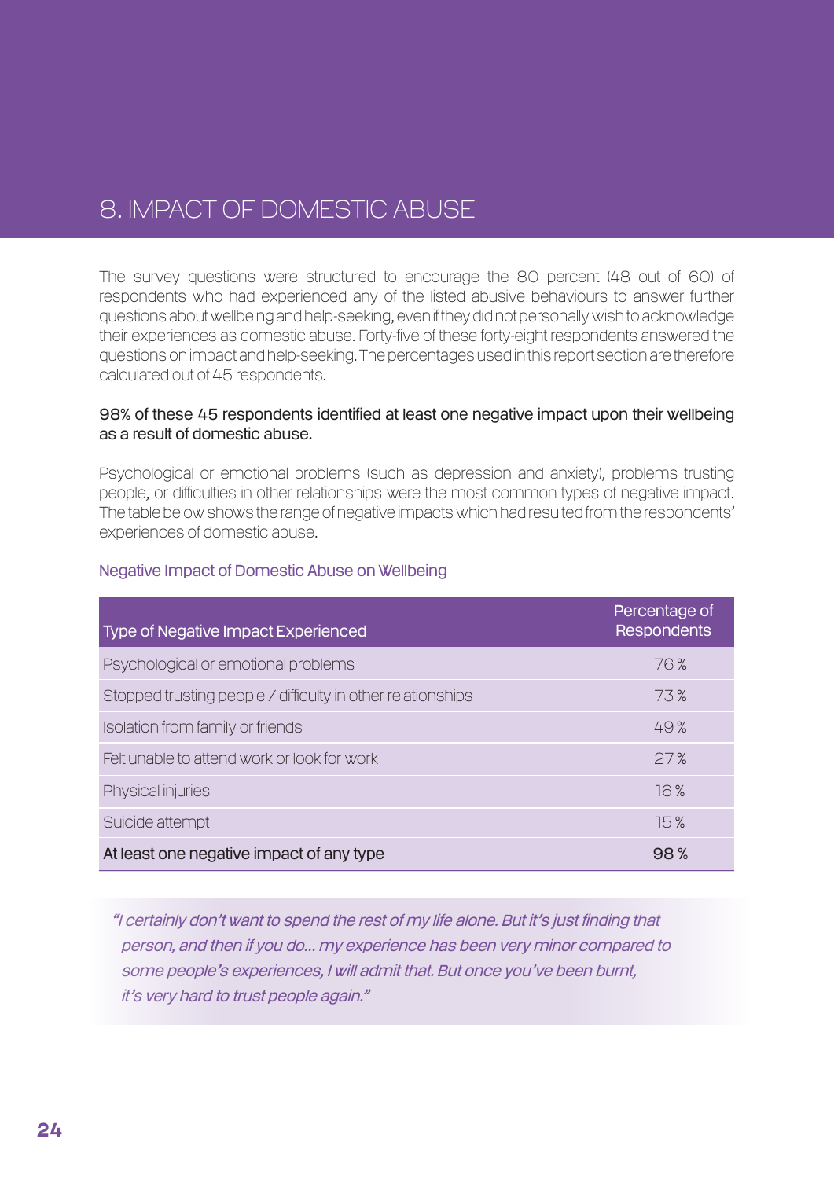# 8. IMPACT OF DOMESTIC ABUSE

The survey questions were structured to encourage the 80 percent (48 out of 60) of respondents who had experienced any of the listed abusive behaviours to answer further questions about wellbeing and help-seeking, even if they did not personally wish to acknowledge their experiences as domestic abuse. Forty-five of these forty-eight respondents answered the questions on impact and help-seeking. The percentages used in this report section are therefore calculated out of 45 respondents.

98% of these 45 respondents identified at least one negative impact upon their wellbeing as a result of domestic abuse.

Psychological or emotional problems (such as depression and anxiety), problems trusting people, or difficulties in other relationships were the most common types of negative impact. The table below shows the range of negative impacts which had resulted from the respondents' experiences of domestic abuse.

### Negative Impact of Domestic Abuse on Wellbeing

| Type of Negative Impact Experienced | Percentage of Respondents |
|---|---|
| Psychological or emotional problems | 76 % |
| Stopped trusting people / difficulty in other relationships | 73 % |
| Isolation from family or friends | 49 % |
| Felt unable to attend work or look for work | 27 % |
| Physical injuries | 16 % |
| Suicide attempt | 15 % |
| At least one negative impact of any type | 98 % |

*"I certainly don't want to spend the rest of my life alone. But it's just finding that person, and then if you do... my experience has been very minor compared to some people's experiences, I will admit that. But once you've been burnt, it's very hard to trust people again."*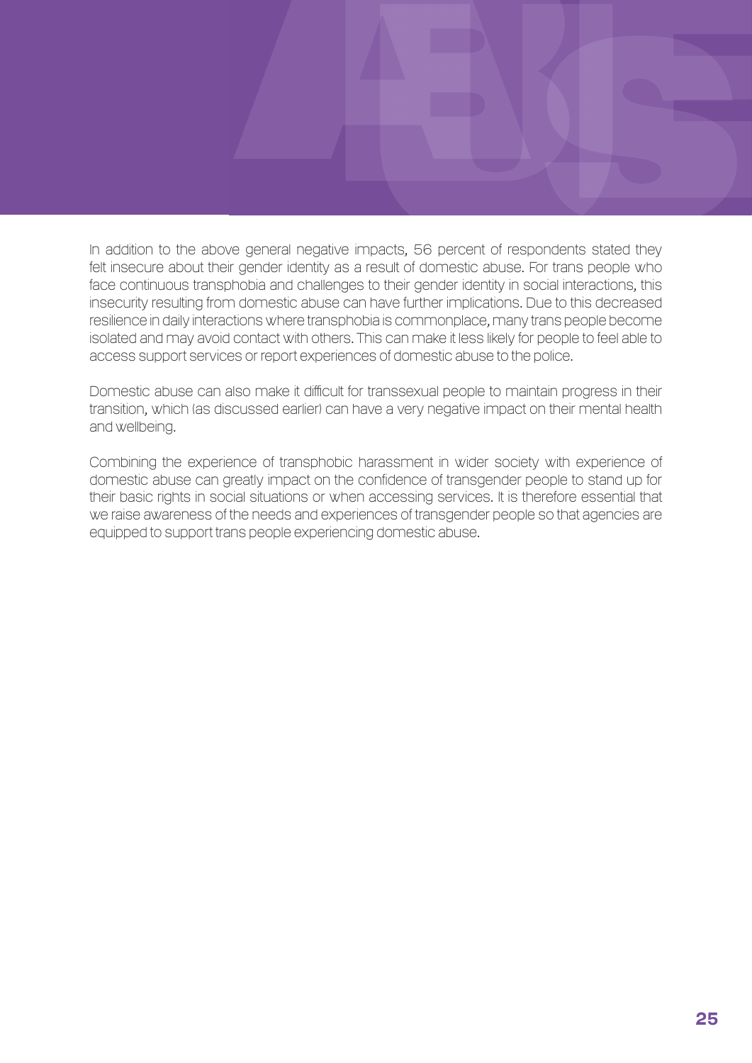In addition to the above general negative impacts, 56 percent of respondents stated they felt insecure about their gender identity as a result of domestic abuse. For trans people who face continuous transphobia and challenges to their gender identity in social interactions, this insecurity resulting from domestic abuse can have further implications. Due to this decreased resilience in daily interactions where transphobia is commonplace, many trans people become isolated and may avoid contact with others. This can make it less likely for people to feel able to access support services or report experiences of domestic abuse to the police.

Domestic abuse can also make it difficult for transsexual people to maintain progress in their transition, which (as discussed earlier) can have a very negative impact on their mental health and wellbeing.

Combining the experience of transphobic harassment in wider society with experience of domestic abuse can greatly impact on the confidence of transgender people to stand up for their basic rights in social situations or when accessing services. It is therefore essential that we raise awareness of the needs and experiences of transgender people so that agencies are equipped to support trans people experiencing domestic abuse.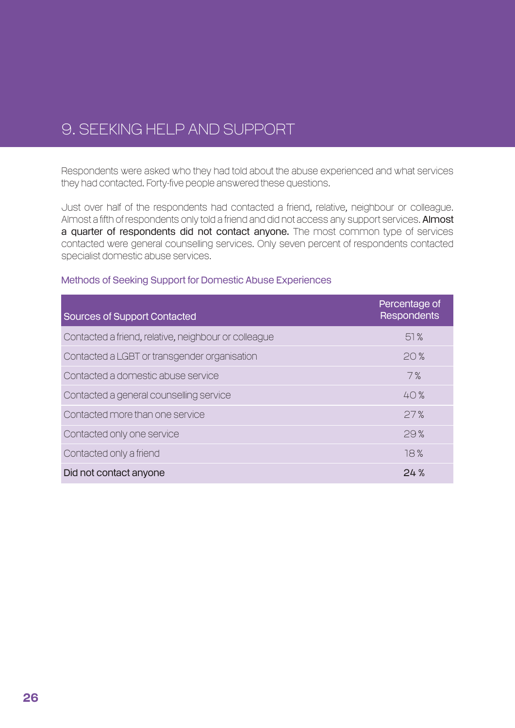# 9. SEEKING HELP AND SUPPORT

Respondents were asked who they had told about the abuse experienced and what services they had contacted. Forty-five people answered these questions.

Just over half of the respondents had contacted a friend, relative, neighbour or colleague. Almost a fifth of respondents only told a friend and did not access any support services. **Almost a quarter of respondents did not contact anyone.** The most common type of services contacted were general counselling services. Only seven percent of respondents contacted specialist domestic abuse services.

### Methods of Seeking Support for Domestic Abuse Experiences

| Sources of Support Contacted | Percentage of Respondents |
|---|---|
| Contacted a friend, relative, neighbour or colleague | 51 % |
| Contacted a LGBT or transgender organisation | 20 % |
| Contacted a domestic abuse service | 7 % |
| Contacted a general counselling service | 40 % |
| Contacted more than one service | 27 % |
| Contacted only one service | 29 % |
| Contacted only a friend | 18 % |
| **Did not contact anyone** | **24 %** |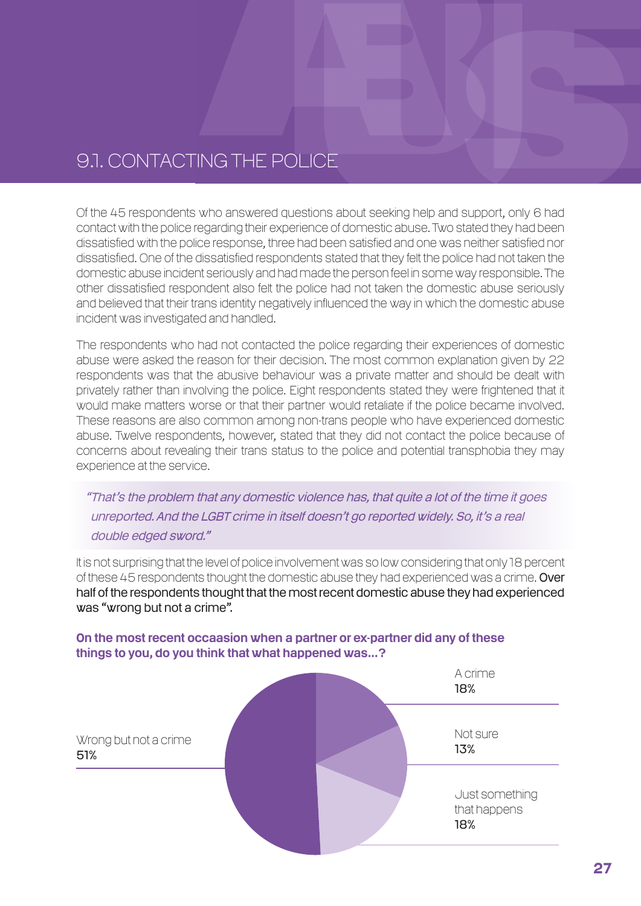## 9.1. CONTACTING THE POLICE

Of the 45 respondents who answered questions about seeking help and support, only 6 had contact with the police regarding their experience of domestic abuse. Two stated they had been dissatisfied with the police response, three had been satisfied and one was neither satisfied nor dissatisfied. One of the dissatisfied respondents stated that they felt the police had not taken the domestic abuse incident seriously and had made the person feel in some way responsible. The other dissatisfied respondent also felt the police had not taken the domestic abuse seriously and believed that their trans identity negatively influenced the way in which the domestic abuse incident was investigated and handled.

The respondents who had not contacted the police regarding their experiences of domestic abuse were asked the reason for their decision. The most common explanation given by 22 respondents was that the abusive behaviour was a private matter and should be dealt with privately rather than involving the police. Eight respondents stated they were frightened that it would make matters worse or that their partner would retaliate if the police became involved. These reasons are also common among non-trans people who have experienced domestic abuse. Twelve respondents, however, stated that they did not contact the police because of concerns about revealing their trans status to the police and potential transphobia they may experience at the service.

> *"That's the problem that any domestic violence has, that quite a lot of the time it goes unreported. And the LGBT crime in itself doesn't go reported widely. So, it's a real double edged sword."*

It is not surprising that the level of police involvement was so low considering that only 18 percent of these 45 respondents thought the domestic abuse they had experienced was a crime. **Over half of the respondents thought that the most recent domestic abuse they had experienced was "wrong but not a crime".**

**On the most recent occaasion when a partner or ex-partner did any of these things to you, do you think that what happened was...?**

| Response | Percentage |
|---|---|
| A crime | 18% |
| Not sure | 13% |
| Just something that happens | 18% |
| Wrong but not a crime | 51% |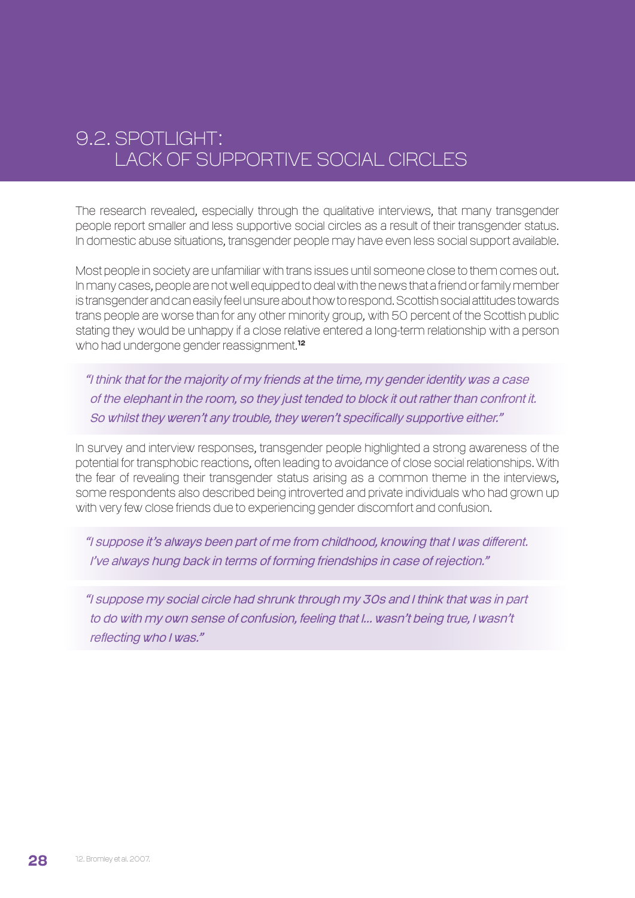## 9.2. SPOTLIGHT: LACK OF SUPPORTIVE SOCIAL CIRCLES

The research revealed, especially through the qualitative interviews, that many transgender people report smaller and less supportive social circles as a result of their transgender status. In domestic abuse situations, transgender people may have even less social support available.

Most people in society are unfamiliar with trans issues until someone close to them comes out. In many cases, people are not well equipped to deal with the news that a friend or family member is transgender and can easily feel unsure about how to respond. Scottish social attitudes towards trans people are worse than for any other minority group, with 50 percent of the Scottish public stating they would be unhappy if a close relative entered a long-term relationship with a person who had undergone gender reassignment.[12]

> *"I think that for the majority of my friends at the time, my gender identity was a case of the elephant in the room, so they just tended to block it out rather than confront it. So whilst they weren't any trouble, they weren't specifically supportive either."*

In survey and interview responses, transgender people highlighted a strong awareness of the potential for transphobic reactions, often leading to avoidance of close social relationships. With the fear of revealing their transgender status arising as a common theme in the interviews, some respondents also described being introverted and private individuals who had grown up with very few close friends due to experiencing gender discomfort and confusion.

> *"I suppose it's always been part of me from childhood, knowing that I was different. I've always hung back in terms of forming friendships in case of rejection."*

> *"I suppose my social circle had shrunk through my 30s and I think that was in part to do with my own sense of confusion, feeling that I... wasn't being true, I wasn't reflecting who I was."*

12. Bromley et al. 2007.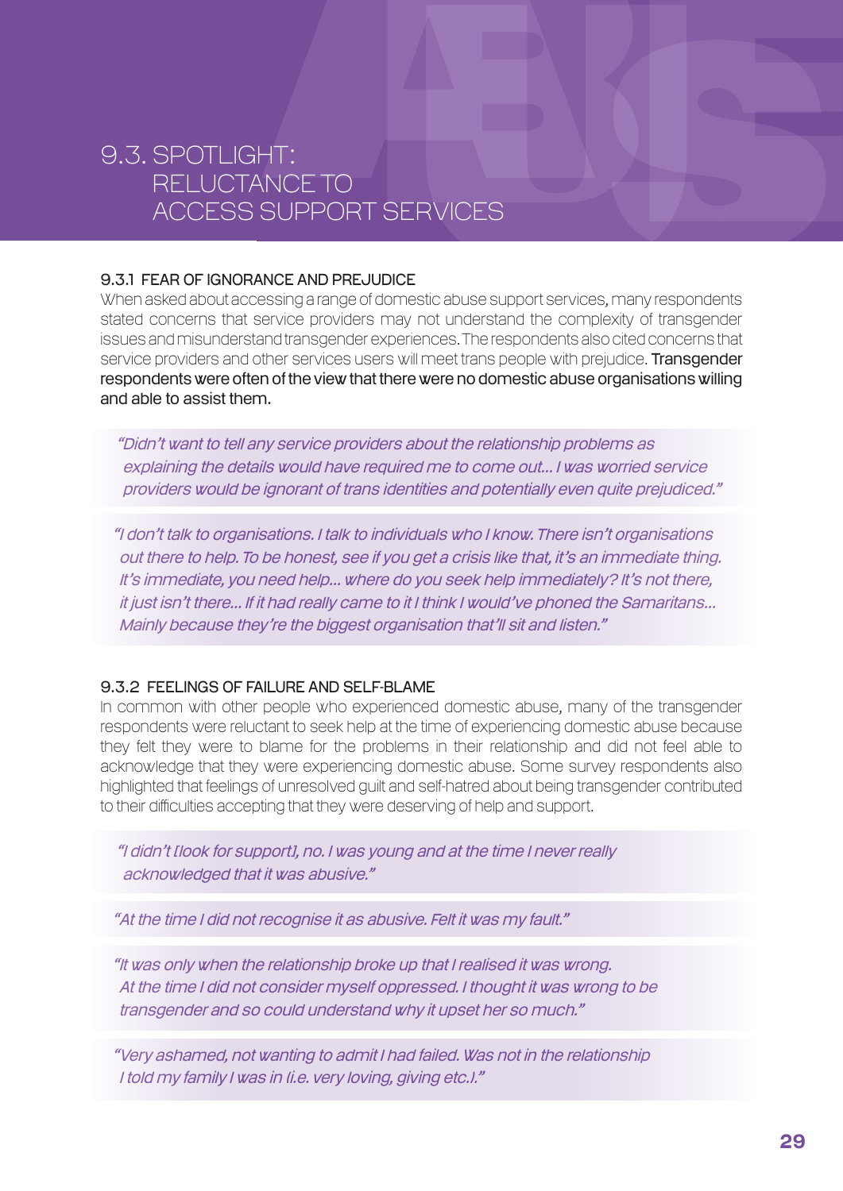# 9.3. SPOTLIGHT: RELUCTANCE TO ACCESS SUPPORT SERVICES

### 9.3.1 FEAR OF IGNORANCE AND PREJUDICE

When asked about accessing a range of domestic abuse support services, many respondents stated concerns that service providers may not understand the complexity of transgender issues and misunderstand transgender experiences. The respondents also cited concerns that service providers and other services users will meet trans people with prejudice. **Transgender respondents were often of the view that there were no domestic abuse organisations willing and able to assist them.**

> *"Didn't want to tell any service providers about the relationship problems as explaining the details would have required me to come out... I was worried service providers would be ignorant of trans identities and potentially even quite prejudiced."*

> *"I don't talk to organisations. I talk to individuals who I know. There isn't organisations out there to help. To be honest, see if you get a crisis like that, it's an immediate thing. It's immediate, you need help... where do you seek help immediately? It's not there, it just isn't there... If it had really came to it I think I would've phoned the Samaritans... Mainly because they're the biggest organisation that'll sit and listen."*

### 9.3.2 FEELINGS OF FAILURE AND SELF-BLAME

In common with other people who experienced domestic abuse, many of the transgender respondents were reluctant to seek help at the time of experiencing domestic abuse because they felt they were to blame for the problems in their relationship and did not feel able to acknowledge that they were experiencing domestic abuse. Some survey respondents also highlighted that feelings of unresolved guilt and self-hatred about being transgender contributed to their difficulties accepting that they were deserving of help and support.

> *"I didn't [look for support], no. I was young and at the time I never really acknowledged that it was abusive."*

> *"At the time I did not recognise it as abusive. Felt it was my fault."*

> *"It was only when the relationship broke up that I realised it was wrong. At the time I did not consider myself oppressed. I thought it was wrong to be transgender and so could understand why it upset her so much."*

> *"Very ashamed, not wanting to admit I had failed. Was not in the relationship I told my family I was in (i.e. very loving, giving etc.)."*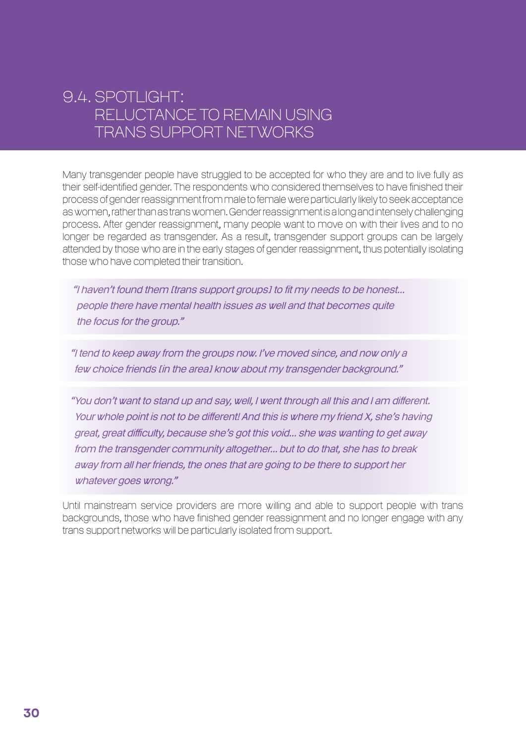## 9.4. SPOTLIGHT: RELUCTANCE TO REMAIN USING TRANS SUPPORT NETWORKS

Many transgender people have struggled to be accepted for who they are and to live fully as their self-identified gender. The respondents who considered themselves to have finished their process of gender reassignment from male to female were particularly likely to seek acceptance as women, rather than as trans women. Gender reassignment is a long and intensely challenging process. After gender reassignment, many people want to move on with their lives and to no longer be regarded as transgender. As a result, transgender support groups can be largely attended by those who are in the early stages of gender reassignment, thus potentially isolating those who have completed their transition.

> *"I haven't found them [trans support groups] to fit my needs to be honest... people there have mental health issues as well and that becomes quite the focus for the group."*

> *"I tend to keep away from the groups now. I've moved since, and now only a few choice friends [in the area] know about my transgender background."*

> *"You don't want to stand up and say, well, I went through all this and I am different. Your whole point is not to be different! And this is where my friend X, she's having great, great difficulty, because she's got this void... she was wanting to get away from the transgender community altogether... but to do that, she has to break away from all her friends, the ones that are going to be there to support her whatever goes wrong."*

Until mainstream service providers are more willing and able to support people with trans backgrounds, those who have finished gender reassignment and no longer engage with any trans support networks will be particularly isolated from support.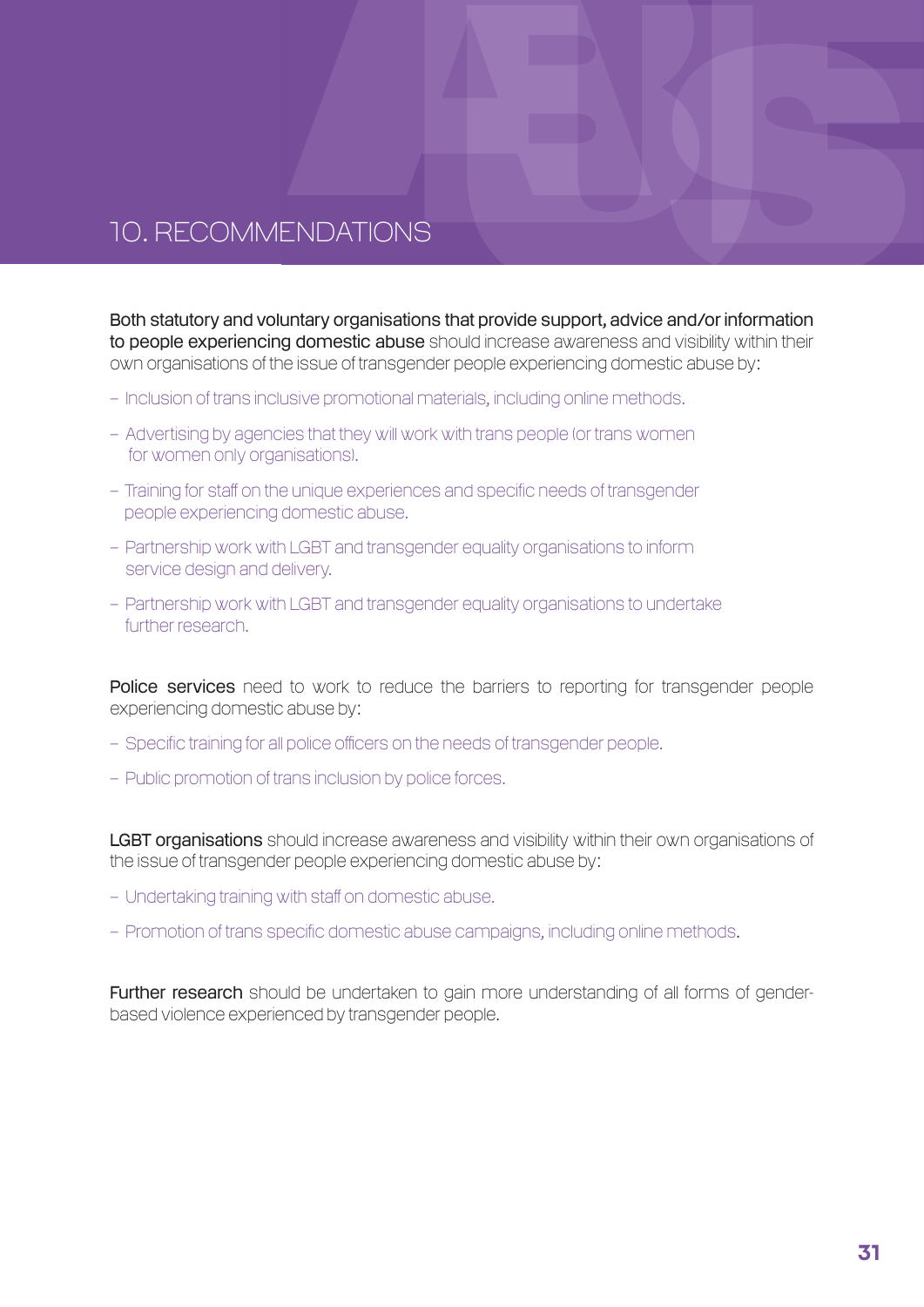# 10. RECOMMENDATIONS

**Both statutory and voluntary organisations that provide support, advice and/or information to people experiencing domestic abuse** should increase awareness and visibility within their own organisations of the issue of transgender people experiencing domestic abuse by:

- Inclusion of trans inclusive promotional materials, including online methods.
- Advertising by agencies that they will work with trans people (or trans women for women only organisations).
- Training for staff on the unique experiences and specific needs of transgender people experiencing domestic abuse.
- Partnership work with LGBT and transgender equality organisations to inform service design and delivery.
- Partnership work with LGBT and transgender equality organisations to undertake further research.

**Police services** need to work to reduce the barriers to reporting for transgender people experiencing domestic abuse by:

- Specific training for all police officers on the needs of transgender people.
- Public promotion of trans inclusion by police forces.

**LGBT organisations** should increase awareness and visibility within their own organisations of the issue of transgender people experiencing domestic abuse by:

- Undertaking training with staff on domestic abuse.
- Promotion of trans specific domestic abuse campaigns, including online methods.

**Further research** should be undertaken to gain more understanding of all forms of gender-based violence experienced by transgender people.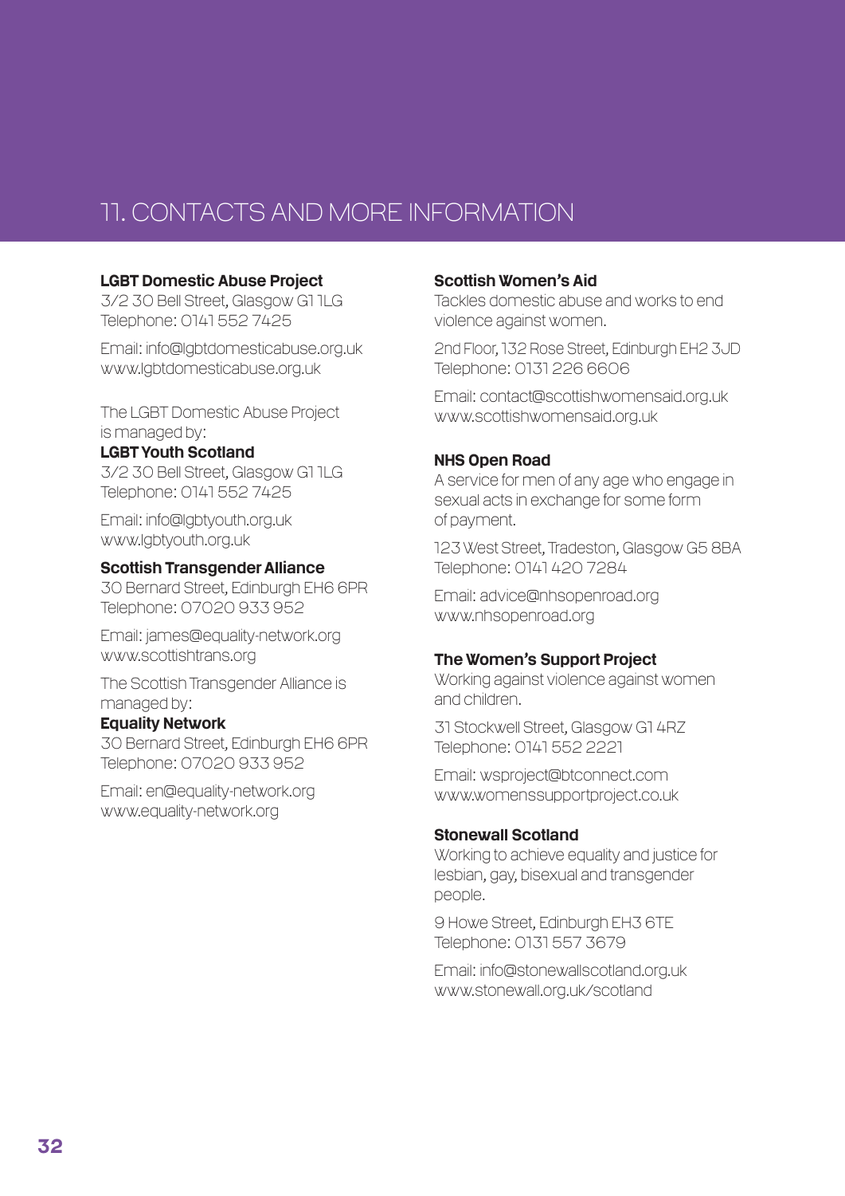# 11. CONTACTS AND MORE INFORMATION

**LGBT Domestic Abuse Project**
3/2 30 Bell Street, Glasgow G1 1LG
Telephone: 0141 552 7425

Email: info@lgbtdomesticabuse.org.uk
www.lgbtdomesticabuse.org.uk

The LGBT Domestic Abuse Project is managed by:
**LGBT Youth Scotland**
3/2 30 Bell Street, Glasgow G1 1LG
Telephone: 0141 552 7425

Email: info@lgbtyouth.org.uk
www.lgbtyouth.org.uk

**Scottish Transgender Alliance**
30 Bernard Street, Edinburgh EH6 6PR
Telephone: 07020 933 952

Email: james@equality-network.org
www.scottishtrans.org

The Scottish Transgender Alliance is managed by:
**Equality Network**
30 Bernard Street, Edinburgh EH6 6PR
Telephone: 07020 933 952

Email: en@equality-network.org
www.equality-network.org

**Scottish Women's Aid**
Tackles domestic abuse and works to end violence against women.

2nd Floor, 132 Rose Street, Edinburgh EH2 3JD
Telephone: 0131 226 6606

Email: contact@scottishwomensaid.org.uk
www.scottishwomensaid.org.uk

**NHS Open Road**
A service for men of any age who engage in sexual acts in exchange for some form of payment.

123 West Street, Tradeston, Glasgow G5 8BA
Telephone: 0141 420 7284

Email: advice@nhsopenroad.org
www.nhsopenroad.org

**The Women's Support Project**
Working against violence against women and children.

31 Stockwell Street, Glasgow G1 4RZ
Telephone: 0141 552 2221

Email: wsproject@btconnect.com
www.womenssupportproject.co.uk

**Stonewall Scotland**
Working to achieve equality and justice for lesbian, gay, bisexual and transgender people.

9 Howe Street, Edinburgh EH3 6TE
Telephone: 0131 557 3679

Email: info@stonewallscotland.org.uk
www.stonewall.org.uk/scotland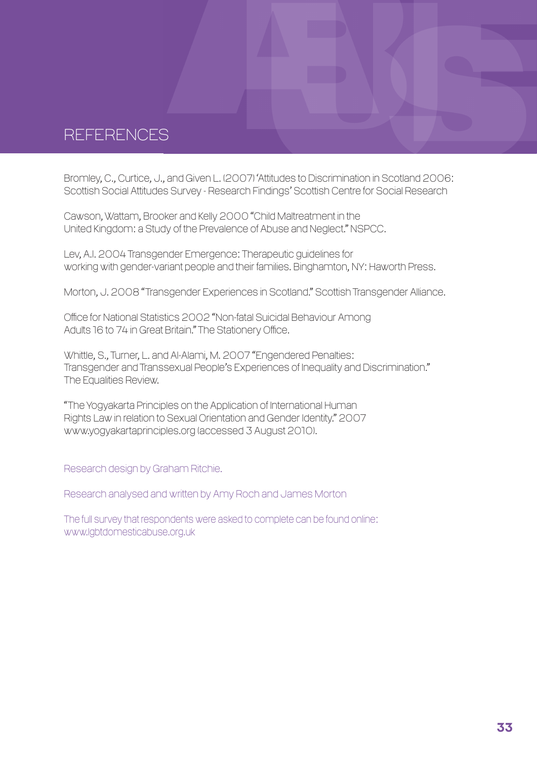# REFERENCES

Bromley, C., Curtice, J., and Given L. (2007) 'Attitudes to Discrimination in Scotland 2006: Scottish Social Attitudes Survey - Research Findings' Scottish Centre for Social Research

Cawson, Wattam, Brooker and Kelly 2000 "Child Maltreatment in the United Kingdom: a Study of the Prevalence of Abuse and Neglect." NSPCC.

Lev, A.I. 2004 Transgender Emergence: Therapeutic guidelines for working with gender-variant people and their families. Binghamton, NY: Haworth Press.

Morton, J. 2008 "Transgender Experiences in Scotland." Scottish Transgender Alliance.

Office for National Statistics 2002 "Non-fatal Suicidal Behaviour Among Adults 16 to 74 in Great Britain." The Stationery Office.

Whittle, S., Turner, L. and Al-Alami, M. 2007 "Engendered Penalties: Transgender and Transsexual People's Experiences of Inequality and Discrimination." The Equalities Review.

"The Yogyakarta Principles on the Application of International Human Rights Law in relation to Sexual Orientation and Gender Identity." 2007 www.yogyakartaprinciples.org (accessed 3 August 2010).

Research design by Graham Ritchie.

Research analysed and written by Amy Roch and James Morton

The full survey that respondents were asked to complete can be found online: www.lgbtdomesticabuse.org.uk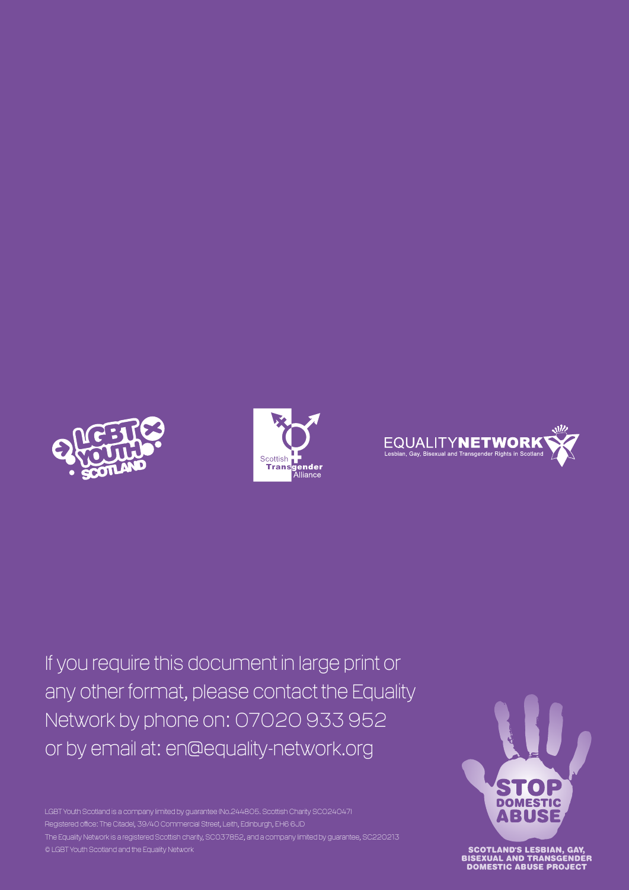If you require this document in large print or any other format, please contact the Equality Network by phone on: 07020 933 952 or by email at: en@equality-network.org

LGBT Youth Scotland is a company limited by guarantee (No.244805. Scottish Charity SC024047)
Registered office: The Citadel, 39/40 Commercial Street, Leith, Edinburgh, EH6 6JD
The Equality Network is a registered Scottish charity, SC037852, and a company limited by guarantee, SC220213
© LGBT Youth Scotland and the Equality Network